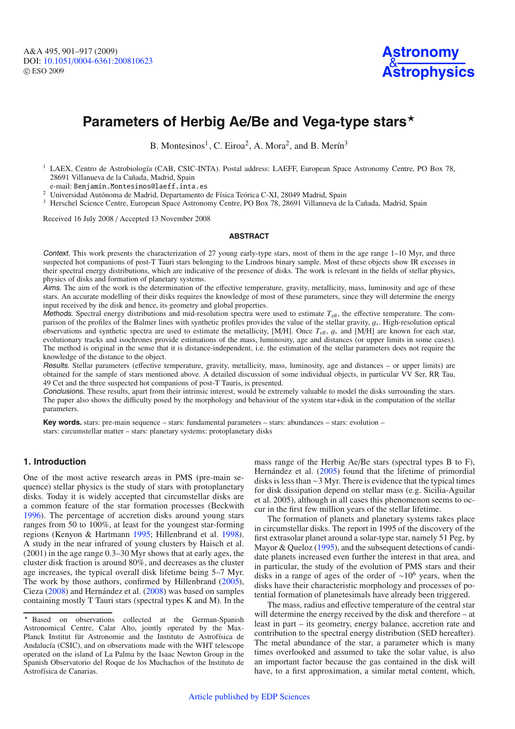# Parameters of Herbig Ae/Be and Vega-type stars*

B. Montesinos[1], C. Eiroa[2], A. Mora[2], and B. Merín[3]

[1] LAEX, Centro de Astrobiología (CAB, CSIC-INTA). Postal address: LAEFF, European Space Astronomy Centre, PO Box 78, 28691 Villanueva de la Cañada, Madrid, Spain
e-mail: Benjamin.Montesinos@laeff.inta.es

[2] Universidad Autónoma de Madrid, Departamento de Física Teórica C-XI, 28049 Madrid, Spain

[3] Herschel Science Centre, European Space Astronomy Centre, PO Box 78, 28691 Villanueva de la Cañada, Madrid, Spain

Received 16 July 2008 / Accepted 13 November 2008

## ABSTRACT

*Context.* This work presents the characterization of 27 young early-type stars, most of them in the age range 1–10 Myr, and three suspected hot companions of post-T Tauri stars belonging to the Lindroos binary sample. Most of these objects show IR excesses in their spectral energy distributions, which are indicative of the presence of disks. The work is relevant in the fields of stellar physics, physics of disks and formation of planetary systems.

*Aims.* The aim of the work is the determination of the effective temperature, gravity, metallicity, mass, luminosity and age of these stars. An accurate modelling of their disks requires the knowledge of most of these parameters, since they will determine the energy input received by the disk and hence, its geometry and global properties.

*Methods.* Spectral energy distributions and mid-resolution spectra were used to estimate $T_{\rm eff}$, the effective temperature. The comparison of the profiles of the Balmer lines with synthetic profiles provides the value of the stellar gravity, $g_*$. High-resolution optical observations and synthetic spectra are used to estimate the metallicity, [M/H]. Once $T_{\rm eff}$, $g_*$ and [M/H] are known for each star, evolutionary tracks and isochrones provide estimations of the mass, luminosity, age and distances (or upper limits in some cases). The method is original in the sense that it is distance-independent, i.e. the estimation of the stellar parameters does not require the knowledge of the distance to the object.

*Results.* Stellar parameters (effective temperature, gravity, metallicity, mass, luminosity, age and distances – or upper limits) are obtained for the sample of stars mentioned above. A detailed discussion of some individual objects, in particular VV Ser, RR Tau, 49 Cet and the three suspected hot companions of post-T Tauris, is presented.

*Conclusions.* These results, apart from their intrinsic interest, would be extremely valuable to model the disks surrounding the stars. The paper also shows the difficulty posed by the morphology and behaviour of the system star+disk in the computation of the stellar parameters.

**Key words.** stars: pre-main sequence – stars: fundamental parameters – stars: abundances – stars: evolution – stars: circumstellar matter – stars: planetary systems: protoplanetary disks

## 1. Introduction

One of the most active research areas in PMS (pre-main sequence) stellar physics is the study of stars with protoplanetary disks. Today it is widely accepted that circumstellar disks are a common feature of the star formation processes (Beckwith 1996). The percentage of accretion disks around young stars ranges from 50 to 100%, at least for the youngest star-forming regions (Kenyon & Hartmann 1995; Hillenbrand et al. 1998). A study in the near infrared of young clusters by Haisch et al. (2001) in the age range 0.3–30 Myr shows that at early ages, the cluster disk fraction is around 80%, and decreases as the cluster age increases, the typical overall disk lifetime being 5–7 Myr. The work by those authors, confirmed by Hillenbrand (2005), Cieza (2008) and Hernández et al. (2008) was based on samples containing mostly T Tauri stars (spectral types K and M). In the mass range of the Herbig Ae/Be stars (spectral types B to F), Hernández et al. (2005) found that the lifetime of primordial disks is less than ~3 Myr. There is evidence that the typical times for disk dissipation depend on stellar mass (e.g. Sicilia-Aguilar et al. 2005), although in all cases this phenomenon seems to occur in the first few million years of the stellar lifetime.

The formation of planets and planetary systems takes place in circumstellar disks. The report in 1995 of the discovery of the first extrasolar planet around a solar-type star, namely 51 Peg, by Mayor & Queloz (1995), and the subsequent detections of candidate planets increased even further the interest in that area, and in particular, the study of the evolution of PMS stars and their disks in a range of ages of the order of $\sim 10^6$ years, when the disks have their characteristic morphology and processes of potential formation of planetesimals have already been triggered.

The mass, radius and effective temperature of the central star will determine the energy received by the disk and therefore – at least in part – its geometry, energy balance, accretion rate and contribution to the spectral energy distribution (SED hereafter). The metal abundance of the star, a parameter which is many times overlooked and assumed to take the solar value, is also an important factor because the gas contained in the disk will have, to a first approximation, a similar metal content, which,

---

* Based on observations collected at the German-Spanish Astronomical Centre, Calar Alto, jointly operated by the Max-Planck Institut für Astronomie and the Instituto de Astrofísica de Andalucía (CSIC), and on observations made with the WHT telescope operated on the island of La Palma by the Isaac Newton Group in the Spanish Observatorio del Roque de los Muchachos of the Instituto de Astrofísica de Canarias.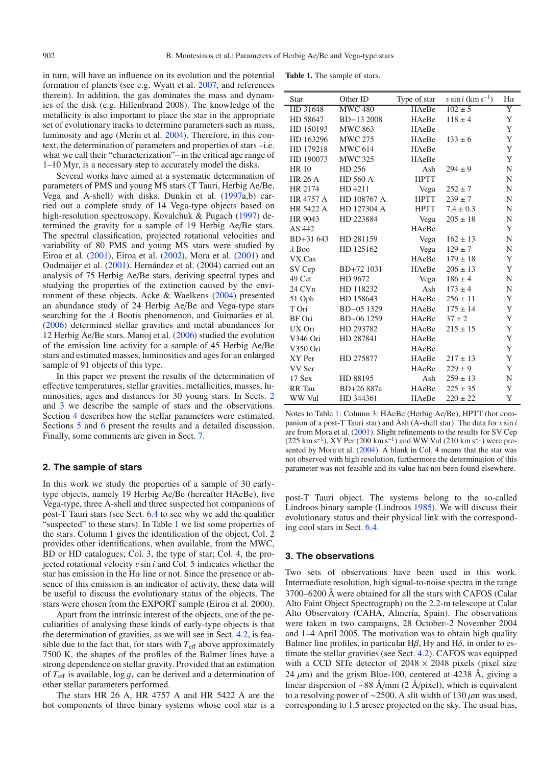in turn, will have an influence on its evolution and the potential formation of planets (see e.g. Wyatt et al. 2007, and references therein). In addition, the gas dominates the mass and dynamics of the disk (e.g. Hillenbrand 2008). The knowledge of the metallicity is also important to place the star in the appropriate set of evolutionary tracks to determine parameters such as mass, luminosity and age (Merín et al. 2004). Therefore, in this context, the determination of parameters and properties of stars –i.e. what we call their "characterization"– in the critical age range of 1–10 Myr, is a necessary step to accurately model the disks.

Several works have aimed at a systematic determination of parameters of PMS and young MS stars (T Tauri, Herbig Ae/Be, Vega and A-shell) with disks. Dunkin et al. (1997a,b) carried out a complete study of 14 Vega-type objects based on high-resolution spectroscopy. Kovalchuk & Pugach (1997) determined the gravity for a sample of 19 Herbig Ae/Be stars. The spectral classification, projected rotational velocities and variability of 80 PMS and young MS stars were studied by Eiroa et al. (2001), Eiroa et al. (2002), Mora et al. (2001) and Oudmaijer et al. (2001). Hernández et al. (2004) carried out an analysis of 75 Herbig Ae/Be stars, deriving spectral types and studying the properties of the extinction caused by the environment of these objects. Acke & Waelkens (2004) presented an abundance study of 24 Herbig Ae/Be and Vega-type stars searching for the $\lambda$ Bootis phenomenon, and Guimarães et al. (2006) determined stellar gravities and metal abundances for 12 Herbig Ae/Be stars. Manoj et al. (2006) studied the evolution of the emission line activity for a sample of 45 Herbig Ae/Be stars and estimated masses, luminosities and ages for an enlarged sample of 91 objects of this type.

In this paper we present the results of the determination of effective temperatures, stellar gravities, metallicities, masses, luminosities, ages and distances for 30 young stars. In Sects. 2 and 3 we describe the sample of stars and the observations. Section 4 describes how the stellar parameters were estimated. Sections 5 and 6 present the results and a detailed discussion. Finally, some comments are given in Sect. 7.

## 2. The sample of stars

In this work we study the properties of a sample of 30 early-type objects, namely 19 Herbig Ae/Be (hereafter HAeBe), five Vega-type, three A-shell and three suspected hot companions of post-T Tauri stars (see Sect. 6.4 to see why we add the qualifier "suspected" to these stars). In Table 1 we list some properties of the stars. Column 1 gives the identification of the object, Col. 2 provides other identifications, when available, from the MWC, BD or HD catalogues; Col. 3, the type of star; Col. 4, the projected rotational velocity $v \sin i$ and Col. 5 indicates whether the star has emission in the H$\alpha$ line or not. Since the presence or absence of this emission is an indicator of activity, these data will be useful to discuss the evolutionary status of the objects. The stars were chosen from the EXPORT sample (Eiroa et al. 2000).

Apart from the intrinsic interest of the objects, one of the peculiarities of analysing these kinds of early-type objects is that the determination of gravities, as we will see in Sect. 4.2, is feasible due to the fact that, for stars with $T_{\rm eff}$ above approximately 7500 K, the shapes of the profiles of the Balmer lines have a strong dependence on stellar gravity. Provided that an estimation of $T_{\rm eff}$ is available, $\log g_*$ can be derived and a determination of other stellar parameters performed.

The stars HR 26 A, HR 4757 A and HR 5422 A are the hot components of three binary systems whose cool star is a post-T Tauri object. The systems belong to the so-called Lindroos binary sample (Lindroos 1985). We will discuss their evolutionary status and their physical link with the corresponding cool stars in Sect. 6.4.

**Table 1.** The sample of stars.

| Star | Other ID | Type of star | $v \sin i$ (km s$^{-1}$) | H$\alpha$ |
|---|---|---|---|---|
| HD 31648 | MWC 480 | HAeBe | 102 ± 5 | Y |
| HD 58647 | BD−13 2008 | HAeBe | 118 ± 4 | Y |
| HD 150193 | MWC 863 | HAeBe | | Y |
| HD 163296 | MWC 275 | HAeBe | 133 ± 6 | Y |
| HD 179218 | MWC 614 | HAeBe | | Y |
| HD 190073 | MWC 325 | HAeBe | | Y |
| HR 10 | HD 256 | Ash | 294 ± 9 | N |
| HR 26 A | HD 560 A | HPTT | | N |
| HR 2174 | HD 4211 | Vega | 252 ± 7 | N |
| HR 4757 A | HD 108767 A | HPTT | 239 ± 7 | N |
| HR 5422 A | HD 127304 A | HPTT | 7.4 ± 0.3 | N |
| HR 9043 | HD 223884 | Vega | 205 ± 18 | N |
| AS 442 | | HAeBe | | Y |
| BD+31 643 | HD 281159 | Vega | 162 ± 13 | N |
| $\lambda$ Boo | HD 125162 | Vega | 129 ± 7 | N |
| VX Cas | | HAeBe | 179 ± 18 | Y |
| SV Cep | BD+72 1031 | HAeBe | 206 ± 13 | Y |
| 49 Cet | HD 9672 | Vega | 186 ± 4 | N |
| 24 CVn | HD 118232 | Ash | 173 ± 4 | N |
| 51 Oph | HD 158643 | HAeBe | 256 ± 11 | Y |
| T Ori | BD−05 1329 | HAeBe | 175 ± 14 | Y |
| BF Ori | BD−06 1259 | HAeBe | 37 ± 2 | Y |
| UX Ori | HD 293782 | HAeBe | 215 ± 15 | Y |
| V346 Ori | HD 287841 | HAeBe | | Y |
| V350 Ori | | HAeBe | | Y |
| XY Per | HD 275877 | HAeBe | 217 ± 13 | Y |
| VV Ser | | HAeBe | 229 ± 9 | Y |
| 17 Sex | HD 88195 | Ash | 259 ± 13 | N |
| RR Tau | BD+26 887a | HAeBe | 225 ± 35 | Y |
| WW Vul | HD 344361 | HAeBe | 220 ± 22 | Y |

Notes to Table 1: Column 3: HAeBe (Herbig Ae/Be), HPTT (hot companion of a post-T Tauri star) and Ash (A-shell star). The data for $v \sin i$ are from Mora et al. (2001). Slight refinements to the results for SV Cep (225 km s$^{-1}$), XY Per (200 km s$^{-1}$) and WW Vul (210 km s$^{-1}$) were presented by Mora et al. (2004). A blank in Col. 4 means that the star was not observed with high resolution, furthermore the determination of this parameter was not feasible and its value has not been found elsewhere.

## 3. The observations

Two sets of observations have been used in this work. Intermediate resolution, high signal-to-noise spectra in the range 3700–6200 Å were obtained for all the stars with CAFOS (Calar Alto Faint Object Spectrograph) on the 2.2-m telescope at Calar Alto Observatory (CAHA, Almería, Spain). The observations were taken in two campaigns, 28 October–2 November 2004 and 1–4 April 2005. The motivation was to obtain high quality Balmer line profiles, in particular H$\beta$, H$\gamma$ and H$\delta$, in order to estimate the stellar gravities (see Sect. 4.2). CAFOS was equipped with a CCD SITe detector of 2048 × 2048 pixels (pixel size 24 $\mu$m) and the grism Blue-100, centered at 4238 Å, giving a linear dispersion of ~88 Å/mm (2 Å/pixel), which is equivalent to a resolving power of ~2500. A slit width of 130 $\mu$m was used, corresponding to 1.5 arcsec projected on the sky. The usual bias,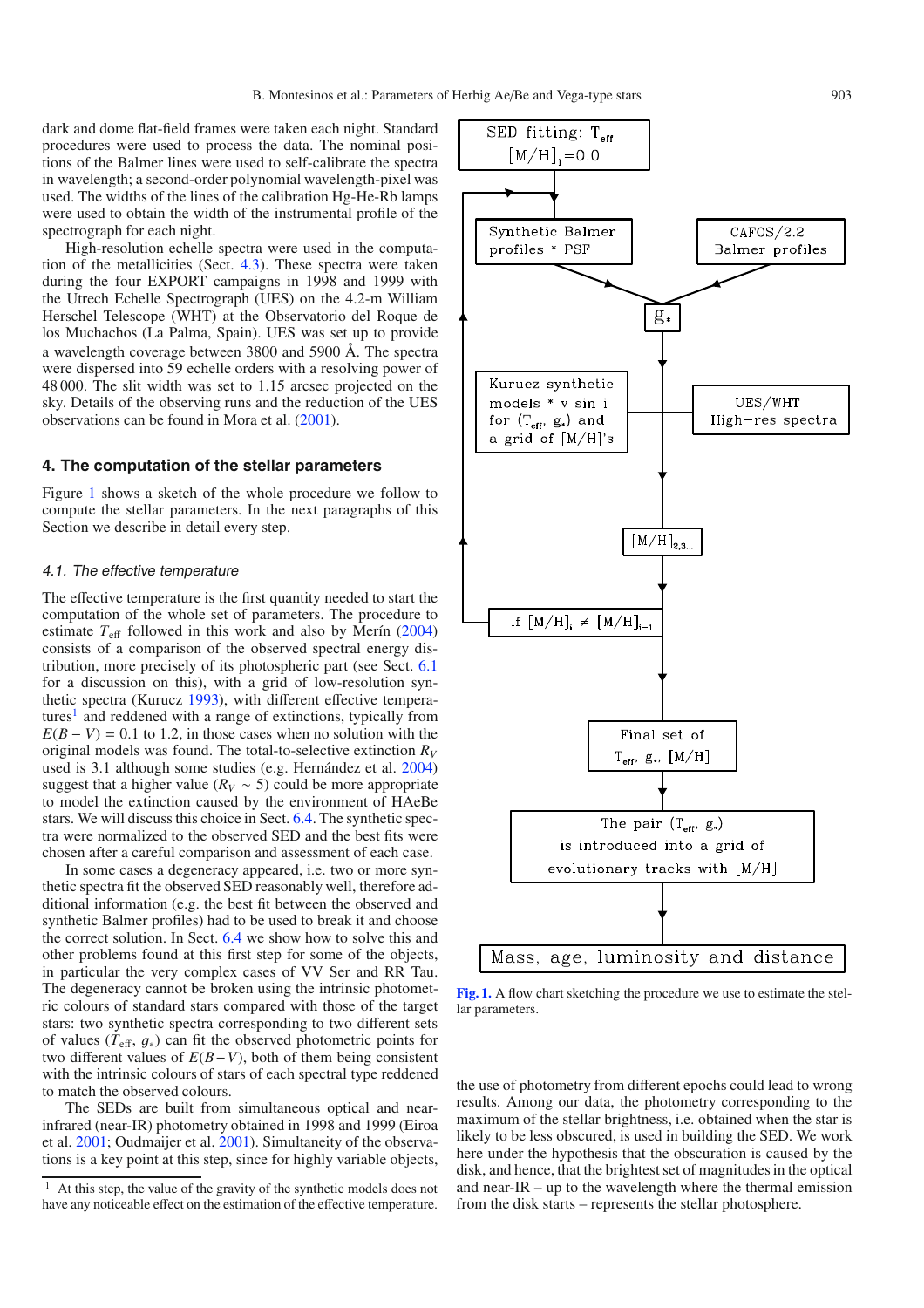dark and dome flat-field frames were taken each night. Standard procedures were used to process the data. The nominal positions of the Balmer lines were used to self-calibrate the spectra in wavelength; a second-order polynomial wavelength-pixel was used. The widths of the lines of the calibration Hg-He-Rb lamps were used to obtain the width of the instrumental profile of the spectrograph for each night.

High-resolution echelle spectra were used in the computation of the metallicities (Sect. 4.3). These spectra were taken during the four EXPORT campaigns in 1998 and 1999 with the Utrech Echelle Spectrograph (UES) on the 4.2-m William Herschel Telescope (WHT) at the Observatorio del Roque de los Muchachos (La Palma, Spain). UES was set up to provide a wavelength coverage between 3800 and 5900 Å. The spectra were dispersed into 59 echelle orders with a resolving power of 48 000. The slit width was set to 1.15 arcsec projected on the sky. Details of the observing runs and the reduction of the UES observations can be found in Mora et al. (2001).

## 4. The computation of the stellar parameters

Figure 1 shows a sketch of the whole procedure we follow to compute the stellar parameters. In the next paragraphs of this Section we describe in detail every step.

### 4.1. The effective temperature

The effective temperature is the first quantity needed to start the computation of the whole set of parameters. The procedure to estimate $T_{\rm eff}$ followed in this work and also by Merín (2004) consists of a comparison of the observed spectral energy distribution, more precisely of its photospheric part (see Sect. 6.1 for a discussion on this), with a grid of low-resolution synthetic spectra (Kurucz 1993), with different effective temperatures[1] and reddened with a range of extinctions, typically from $E(B-V) = 0.1$ to 1.2, in those cases when no solution with the original models was found. The total-to-selective extinction $R_V$ used is 3.1 although some studies (e.g. Hernández et al. 2004) suggest that a higher value ($R_V \sim 5$) could be more appropriate to model the extinction caused by the environment of HAeBe stars. We will discuss this choice in Sect. 6.4. The synthetic spectra were normalized to the observed SED and the best fits were chosen after a careful comparison and assessment of each case.

In some cases a degeneracy appeared, i.e. two or more synthetic spectra fit the observed SED reasonably well, therefore additional information (e.g. the best fit between the observed and synthetic Balmer profiles) had to be used to break it and choose the correct solution. In Sect. 6.4 we show how to solve this and other problems found at this first step for some of the objects, in particular the very complex cases of VV Ser and RR Tau. The degeneracy cannot be broken using the intrinsic photometric colours of standard stars compared with those of the target stars: two synthetic spectra corresponding to two different sets of values ($T_{\rm eff}$, $g_*$) can fit the observed photometric points for two different values of $E(B-V)$, both of them being consistent with the intrinsic colours of stars of each spectral type reddened to match the observed colours.

The SEDs are built from simultaneous optical and near-infrared (near-IR) photometry obtained in 1998 and 1999 (Eiroa et al. 2001; Oudmaijer et al. 2001). Simultaneity of the observations is a key point at this step, since for highly variable objects, the use of photometry from different epochs could lead to wrong results. Among our data, the photometry corresponding to the maximum of the stellar brightness, i.e. obtained when the star is likely to be less obscured, is used in building the SED. We work here under the hypothesis that the obscuration is caused by the disk, and hence, that the brightest set of magnitudes in the optical and near-IR – up to the wavelength where the thermal emission from the disk starts – represents the stellar photosphere.

[1] At this step, the value of the gravity of the synthetic models does not have any noticeable effect on the estimation of the effective temperature.

```
SED fitting: T_eff
[M/H]_1 = 0.0
        |
        v
Synthetic Balmer profiles * PSF  --->  g_*  <---  CAFOS/2.2 Balmer profiles
                                         |
                                         v
Kurucz synthetic models * v sin i
for (T_eff, g_*) and                ---+---  UES/WHT High-res spectra
a grid of [M/H]'s                      |
                                       v
                                 [M/H]_2,3...
                                       |
                                       v
          If [M/H]_i ≠ [M/H]_i-1  (loop back to Synthetic Balmer profiles)
                                       |
                                       v
                          Final set of T_eff, g_*, [M/H]
                                       |
                                       v
          The pair (T_eff, g_*) is introduced into a grid of
                   evolutionary tracks with [M/H]
                                       |
                                       v
                   Mass, age, luminosity and distance
```

**Fig. 1.** A flow chart sketching the procedure we use to estimate the stellar parameters.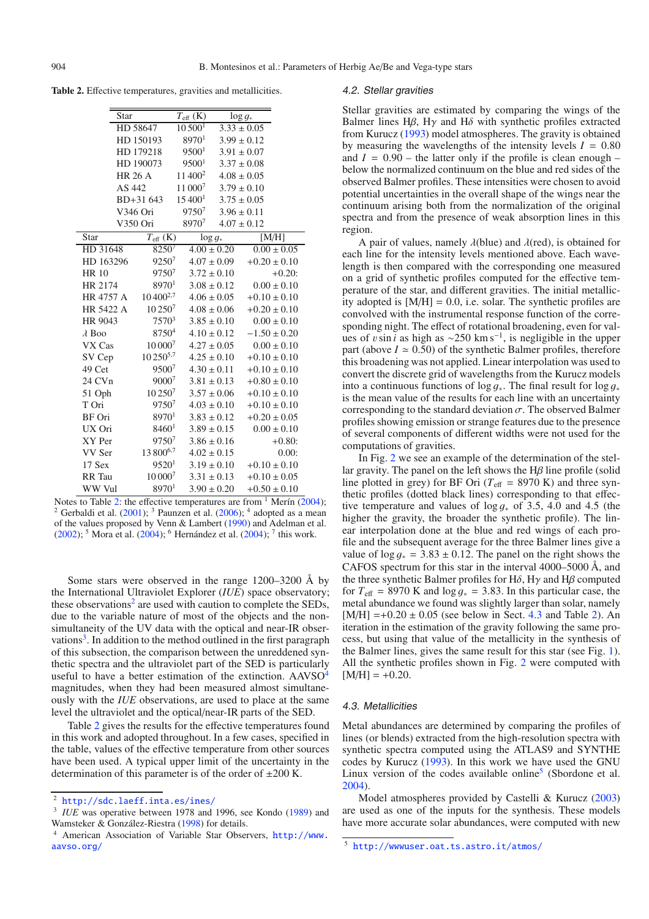**Table 2.** Effective temperatures, gravities and metallicities.

| Star | $T_{\rm eff}$ (K) | $\log g_*$ |
|---|---|---|
| HD 58647 | 10 500[1] | 3.33 ± 0.05 |
| HD 150193 | 8970[1] | 3.99 ± 0.12 |
| HD 179218 | 9500[1] | 3.91 ± 0.07 |
| HD 190073 | 9500[1] | 3.37 ± 0.08 |
| HR 26 A | 11 400[2] | 4.08 ± 0.05 |
| AS 442 | 11 000[7] | 3.79 ± 0.10 |
| BD+31 643 | 15 400[1] | 3.75 ± 0.05 |
| V346 Ori | 9750[7] | 3.96 ± 0.11 |
| V350 Ori | 8970[7] | 4.07 ± 0.12 |

| Star | $T_{\rm eff}$ (K) | $\log g_*$ | [M/H] |
|---|---|---|---|
| HD 31648 | 8250[7] | 4.00 ± 0.20 | 0.00 ± 0.05 |
| HD 163296 | 9250[7] | 4.07 ± 0.09 | +0.20 ± 0.10 |
| HR 10 | 9750[7] | 3.72 ± 0.10 | +0.20: |
| HR 2174 | 8970[1] | 3.08 ± 0.12 | 0.00 ± 0.10 |
| HR 4757 A | 10 400[2,7] | 4.06 ± 0.05 | +0.10 ± 0.10 |
| HR 5422 A | 10 250[7] | 4.08 ± 0.06 | +0.20 ± 0.10 |
| HR 9043 | 7570[3] | 3.85 ± 0.10 | 0.00 ± 0.10 |
| $\lambda$ Boo | 8750[4] | 4.10 ± 0.12 | −1.50 ± 0.20 |
| VX Cas | 10 000[7] | 4.27 ± 0.05 | 0.00 ± 0.10 |
| SV Cep | 10 250[5,7] | 4.25 ± 0.10 | +0.10 ± 0.10 |
| 49 Cet | 9500[7] | 4.30 ± 0.11 | +0.10 ± 0.10 |
| 24 CVn | 9000[7] | 3.81 ± 0.13 | +0.80 ± 0.10 |
| 51 Oph | 10 250[7] | 3.57 ± 0.06 | +0.10 ± 0.10 |
| T Ori | 9750[7] | 4.03 ± 0.10 | +0.10 ± 0.10 |
| BF Ori | 8970[1] | 3.83 ± 0.12 | +0.20 ± 0.05 |
| UX Ori | 8460[1] | 3.89 ± 0.15 | 0.00 ± 0.10 |
| XY Per | 9750[7] | 3.86 ± 0.16 | +0.80: |
| VV Ser | 13 800[6,7] | 4.02 ± 0.15 | 0.00: |
| 17 Sex | 9520[1] | 3.19 ± 0.10 | +0.10 ± 0.10 |
| RR Tau | 10 000[7] | 3.31 ± 0.13 | +0.10 ± 0.05 |
| WW Vul | 8970[1] | 3.90 ± 0.20 | +0.50 ± 0.10 |

Notes to Table 2: the effective temperatures are from [1] Merín (2004); [2] Gerbaldi et al. (2001); [3] Paunzen et al. (2006); [4] adopted as a mean of the values proposed by Venn & Lambert (1990) and Adelman et al. (2002); [5] Mora et al. (2004); [6] Hernández et al. (2004); [7] this work.

Some stars were observed in the range 1200–3200 Å by the International Ultraviolet Explorer (*IUE*) space observatory; these observations[2] are used with caution to complete the SEDs, due to the variable nature of most of the objects and the non-simultaneity of the UV data with the optical and near-IR observations[3]. In addition to the method outlined in the first paragraph of this subsection, the comparison between the unreddened synthetic spectra and the ultraviolet part of the SED is particularly useful to have a better estimation of the extinction. AAVSO[4] magnitudes, when they had been measured almost simultaneously with the *IUE* observations, are used to place at the same level the ultraviolet and the optical/near-IR parts of the SED.

Table 2 gives the results for the effective temperatures found in this work and adopted throughout. In a few cases, specified in the table, values of the effective temperature from other sources have been used. A typical upper limit of the uncertainty in the determination of this parameter is of the order of ±200 K.

### 4.2. Stellar gravities

Stellar gravities are estimated by comparing the wings of the Balmer lines H$\beta$, H$\gamma$ and H$\delta$ with synthetic profiles extracted from Kurucz (1993) model atmospheres. The gravity is obtained by measuring the wavelengths of the intensity levels $I = 0.80$ and $I = 0.90$ – the latter only if the profile is clean enough – below the normalized continuum on the blue and red sides of the observed Balmer profiles. These intensities were chosen to avoid potential uncertainties in the overall shape of the wings near the continuum arising both from the normalization of the original spectra and from the presence of weak absorption lines in this region.

A pair of values, namely $\lambda$(blue) and $\lambda$(red), is obtained for each line for the intensity levels mentioned above. Each wavelength is then compared with the corresponding one measured on a grid of synthetic profiles computed for the effective temperature of the star, and different gravities. The initial metallicity adopted is [M/H] = 0.0, i.e. solar. The synthetic profiles are convolved with the instrumental response function of the corresponding night. The effect of rotational broadening, even for values of $v \sin i$ as high as ∼250 km s$^{-1}$, is negligible in the upper part (above $I \simeq 0.50$) of the synthetic Balmer profiles, therefore this broadening was not applied. Linear interpolation was used to convert the discrete grid of wavelengths from the Kurucz models into a continuous functions of $\log g_*$. The final result for $\log g_*$ is the mean value of the results for each line with an uncertainty corresponding to the standard deviation $\sigma$. The observed Balmer profiles showing emission or strange features due to the presence of several components of different widths were not used for the computations of gravities.

In Fig. 2 we see an example of the determination of the stellar gravity. The panel on the left shows the H$\beta$ line profile (solid line plotted in grey) for BF Ori ($T_{\rm eff}$ = 8970 K) and three synthetic profiles (dotted black lines) corresponding to that effective temperature and values of $\log g_*$ of 3.5, 4.0 and 4.5 (the higher the gravity, the broader the synthetic profile). The linear interpolation done at the blue and red wings of each profile and the subsequent average for the three Balmer lines give a value of $\log g_* = 3.83 \pm 0.12$. The panel on the right shows the CAFOS spectrum for this star in the interval 4000–5000 Å, and the three synthetic Balmer profiles for H$\delta$, H$\gamma$ and H$\beta$ computed for $T_{\rm eff}$ = 8970 K and $\log g_*$ = 3.83. In this particular case, the metal abundance we found was slightly larger than solar, namely [M/H] =+0.20 ± 0.05 (see below in Sect. 4.3 and Table 2). An iteration in the estimation of the gravity following the same process, but using that value of the metallicity in the synthesis of the Balmer lines, gives the same result for this star (see Fig. 1). All the synthetic profiles shown in Fig. 2 were computed with [M/H] = +0.20.

### 4.3. Metallicities

Metal abundances are determined by comparing the profiles of lines (or blends) extracted from the high-resolution spectra with synthetic spectra computed using the ATLAS9 and SYNTHE codes by Kurucz (1993). In this work we have used the GNU Linux version of the codes available online[5] (Sbordone et al. 2004).

Model atmospheres provided by Castelli & Kurucz (2003) are used as one of the inputs for the synthesis. These models have more accurate solar abundances, were computed with new

[2] http://sdc.laeff.inta.es/ines/

[3] *IUE* was operative between 1978 and 1996, see Kondo (1989) and Wamsteker & González-Riestra (1998) for details.

[4] American Association of Variable Star Observers, http://www.aavso.org/

[5] http://wwwuser.oat.ts.astro.it/atmos/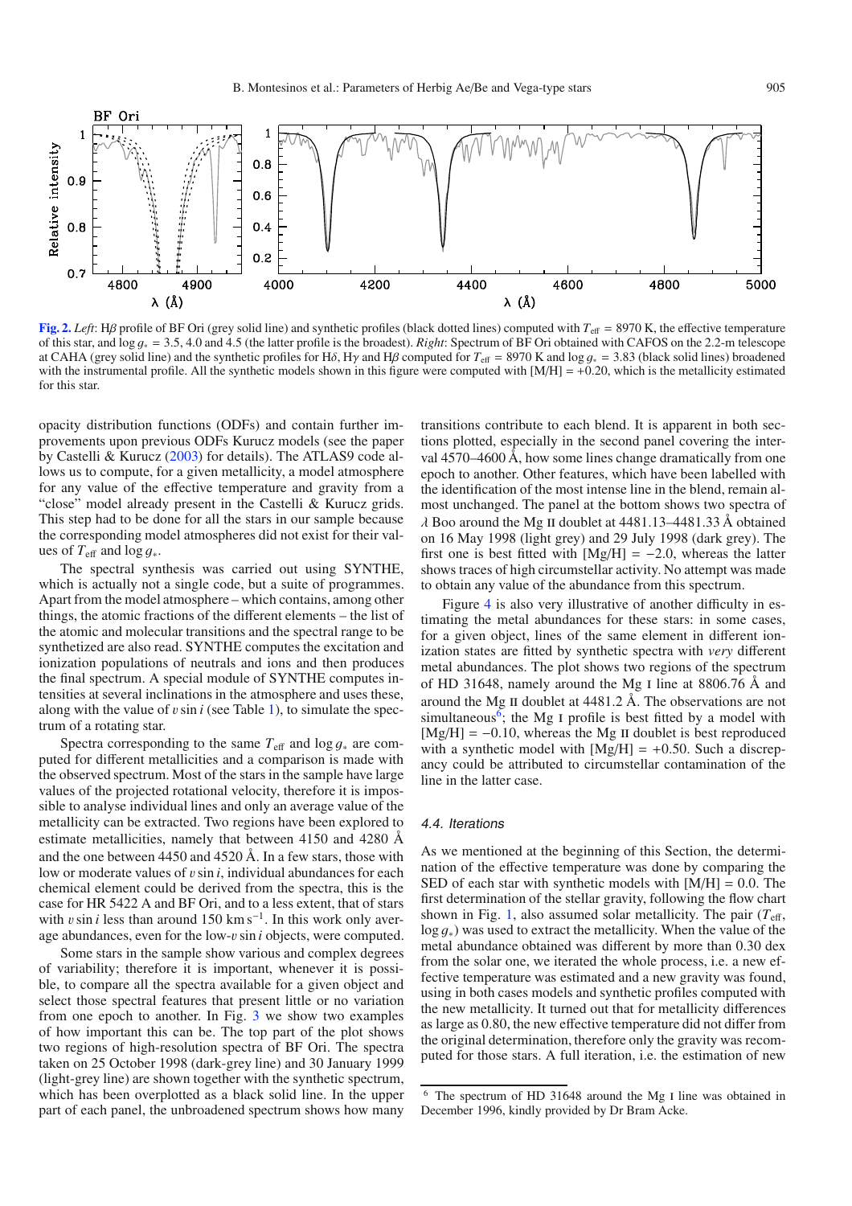**Fig. 2.** *Left*: Hβ profile of BF Ori (grey solid line) and synthetic profiles (black dotted lines) computed with $T_{\rm eff}$ = 8970 K, the effective temperature of this star, and $\log g_*$ = 3.5, 4.0 and 4.5 (the latter profile is the broadest). *Right*: Spectrum of BF Ori obtained with CAFOS on the 2.2-m telescope at CAHA (grey solid line) and the synthetic profiles for Hδ, Hγ and Hβ computed for $T_{\rm eff}$ = 8970 K and $\log g_*$ = 3.83 (black solid lines) broadened with the instrumental profile. All the synthetic models shown in this figure were computed with [M/H] = +0.20, which is the metallicity estimated for this star.

opacity distribution functions (ODFs) and contain further improvements upon previous ODFs Kurucz models (see the paper by Castelli & Kurucz (2003) for details). The ATLAS9 code allows us to compute, for a given metallicity, a model atmosphere for any value of the effective temperature and gravity from a "close" model already present in the Castelli & Kurucz grids. This step had to be done for all the stars in our sample because the corresponding model atmospheres did not exist for their values of $T_{\rm eff}$ and $\log g_*$.

The spectral synthesis was carried out using SYNTHE, which is actually not a single code, but a suite of programmes. Apart from the model atmosphere – which contains, among other things, the atomic fractions of the different elements – the list of the atomic and molecular transitions and the spectral range to be synthetized are also read. SYNTHE computes the excitation and ionization populations of neutrals and ions and then produces the final spectrum. A special module of SYNTHE computes intensities at several inclinations in the atmosphere and uses these, along with the value of $v \sin i$ (see Table 1), to simulate the spectrum of a rotating star.

Spectra corresponding to the same $T_{\rm eff}$ and $\log g_*$ are computed for different metallicities and a comparison is made with the observed spectrum. Most of the stars in the sample have large values of the projected rotational velocity, therefore it is impossible to analyse individual lines and only an average value of the metallicity can be extracted. Two regions have been explored to estimate metallicities, namely that between 4150 and 4280 Å and the one between 4450 and 4520 Å. In a few stars, those with low or moderate values of $v \sin i$, individual abundances for each chemical element could be derived from the spectra, this is the case for HR 5422 A and BF Ori, and to a less extent, that of stars with $v \sin i$ less than around 150 km s$^{-1}$. In this work only average abundances, even for the low-$v \sin i$ objects, were computed.

Some stars in the sample show various and complex degrees of variability; therefore it is important, whenever it is possible, to compare all the spectra available for a given object and select those spectral features that present little or no variation from one epoch to another. In Fig. 3 we show two examples of how important this can be. The top part of the plot shows two regions of high-resolution spectra of BF Ori. The spectra taken on 25 October 1998 (dark-grey line) and 30 January 1999 (light-grey line) are shown together with the synthetic spectrum, which has been overplotted as a black solid line. In the upper part of each panel, the unbroadened spectrum shows how many transitions contribute to each blend. It is apparent in both sections plotted, especially in the second panel covering the interval 4570–4600 Å, how some lines change dramatically from one epoch to another. Other features, which have been labelled with the identification of the most intense line in the blend, remain almost unchanged. The panel at the bottom shows two spectra of λ Boo around the Mg II doublet at 4481.13–4481.33 Å obtained on 16 May 1998 (light grey) and 29 July 1998 (dark grey). The first one is best fitted with [Mg/H] = −2.0, whereas the latter shows traces of high circumstellar activity. No attempt was made to obtain any value of the abundance from this spectrum.

Figure 4 is also very illustrative of another difficulty in estimating the metal abundances for these stars: in some cases, for a given object, lines of the same element in different ionization states are fitted by synthetic spectra with *very* different metal abundances. The plot shows two regions of the spectrum of HD 31648, namely around the Mg I line at 8806.76 Å and around the Mg II doublet at 4481.2 Å. The observations are not simultaneous[6]; the Mg I profile is best fitted by a model with [Mg/H] = −0.10, whereas the Mg II doublet is best reproduced with a synthetic model with [Mg/H] = +0.50. Such a discrepancy could be attributed to circumstellar contamination of the line in the latter case.

#### 4.4. Iterations

As we mentioned at the beginning of this Section, the determination of the effective temperature was done by comparing the SED of each star with synthetic models with [M/H] = 0.0. The first determination of the stellar gravity, following the flow chart shown in Fig. 1, also assumed solar metallicity. The pair ($T_{\rm eff}$, $\log g_*$) was used to extract the metallicity. When the value of the metal abundance obtained was different by more than 0.30 dex from the solar one, we iterated the whole process, i.e. a new effective temperature was estimated and a new gravity was found, using in both cases models and synthetic profiles computed with the new metallicity. It turned out that for metallicity differences as large as 0.80, the new effective temperature did not differ from the original determination, therefore only the gravity was recomputed for those stars. A full iteration, i.e. the estimation of new

[6] The spectrum of HD 31648 around the Mg I line was obtained in December 1996, kindly provided by Dr Bram Acke.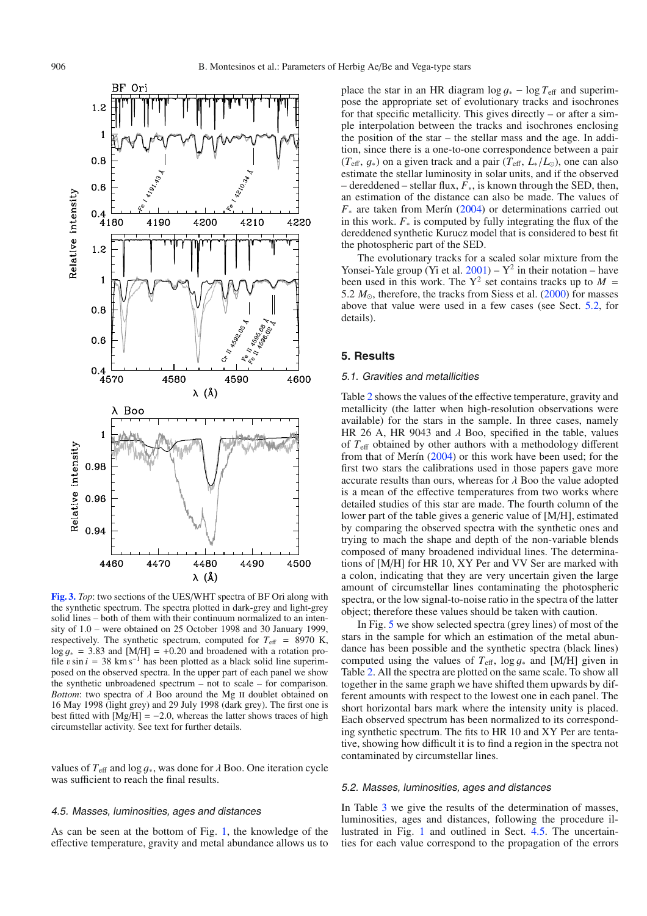**Fig. 3.** *Top*: two sections of the UES/WHT spectra of BF Ori along with the synthetic spectrum. The spectra plotted in dark-grey and light-grey solid lines – both of them with their continuum normalized to an intensity of 1.0 – were obtained on 25 October 1998 and 30 January 1999, respectively. The synthetic spectrum, computed for $T_{\rm eff}$ = 8970 K, $\log g_*$ = 3.83 and [M/H] = +0.20 and broadened with a rotation profile $v \sin i$ = 38 km s$^{-1}$ has been plotted as a black solid line superimposed on the observed spectra. In the upper part of each panel we show the synthetic unbroadened spectrum – not to scale – for comparison. *Bottom*: two spectra of $\lambda$ Boo around the Mg II doublet obtained on 16 May 1998 (light grey) and 29 July 1998 (dark grey). The first one is best fitted with [Mg/H] = −2.0, whereas the latter shows traces of high circumstellar activity. See text for further details.

values of $T_{\rm eff}$ and $\log g_*$, was done for $\lambda$ Boo. One iteration cycle was sufficient to reach the final results.

### 4.5. Masses, luminosities, ages and distances

As can be seen at the bottom of Fig. 1, the knowledge of the effective temperature, gravity and metal abundance allows us to place the star in an HR diagram $\log g_* - \log T_{\rm eff}$ and superimpose the appropriate set of evolutionary tracks and isochrones for that specific metallicity. This gives directly – or after a simple interpolation between the tracks and isochrones enclosing the position of the star – the stellar mass and the age. In addition, since there is a one-to-one correspondence between a pair ($T_{\rm eff}$, $g_*$) on a given track and a pair ($T_{\rm eff}$, $L_*/L_\odot$), one can also estimate the stellar luminosity in solar units, and if the observed – dereddened – stellar flux, $F_*$, is known through the SED, then, an estimation of the distance can also be made. The values of $F_*$ are taken from Merín (2004) or determinations carried out in this work. $F_*$ is computed by fully integrating the flux of the dereddened synthetic Kurucz model that is considered to best fit the photospheric part of the SED.

The evolutionary tracks for a scaled solar mixture from the Yonsei-Yale group (Yi et al. 2001) – Y$^2$ in their notation – have been used in this work. The Y$^2$ set contains tracks up to $M$ = 5.2 $M_\odot$, therefore, the tracks from Siess et al. (2000) for masses above that value were used in a few cases (see Sect. 5.2, for details).

## 5. Results

### 5.1. Gravities and metallicities

Table 2 shows the values of the effective temperature, gravity and metallicity (the latter when high-resolution observations were available) for the stars in the sample. In three cases, namely HR 26 A, HR 9043 and $\lambda$ Boo, specified in the table, values of $T_{\rm eff}$ obtained by other authors with a methodology different from that of Merín (2004) or this work have been used; for the first two stars the calibrations used in those papers gave more accurate results than ours, whereas for $\lambda$ Boo the value adopted is a mean of the effective temperatures from two works where detailed studies of this star are made. The fourth column of the lower part of the table gives a generic value of [M/H], estimated by comparing the observed spectra with the synthetic ones and trying to mach the shape and depth of the non-variable blends composed of many broadened individual lines. The determinations of [M/H] for HR 10, XY Per and VV Ser are marked with a colon, indicating that they are very uncertain given the large amount of circumstellar lines contaminating the photospheric spectra, or the low signal-to-noise ratio in the spectra of the latter object; therefore these values should be taken with caution.

In Fig. 5 we show selected spectra (grey lines) of most of the stars in the sample for which an estimation of the metal abundance has been possible and the synthetic spectra (black lines) computed using the values of $T_{\rm eff}$, $\log g_*$ and [M/H] given in Table 2. All the spectra are plotted on the same scale. To show all together in the same graph we have shifted them upwards by different amounts with respect to the lowest one in each panel. The short horizontal bars mark where the intensity unity is placed. Each observed spectrum has been normalized to its corresponding synthetic spectrum. The fits to HR 10 and XY Per are tentative, showing how difficult it is to find a region in the spectra not contaminated by circumstellar lines.

### 5.2. Masses, luminosities, ages and distances

In Table 3 we give the results of the determination of masses, luminosities, ages and distances, following the procedure illustrated in Fig. 1 and outlined in Sect. 4.5. The uncertainties for each value correspond to the propagation of the errors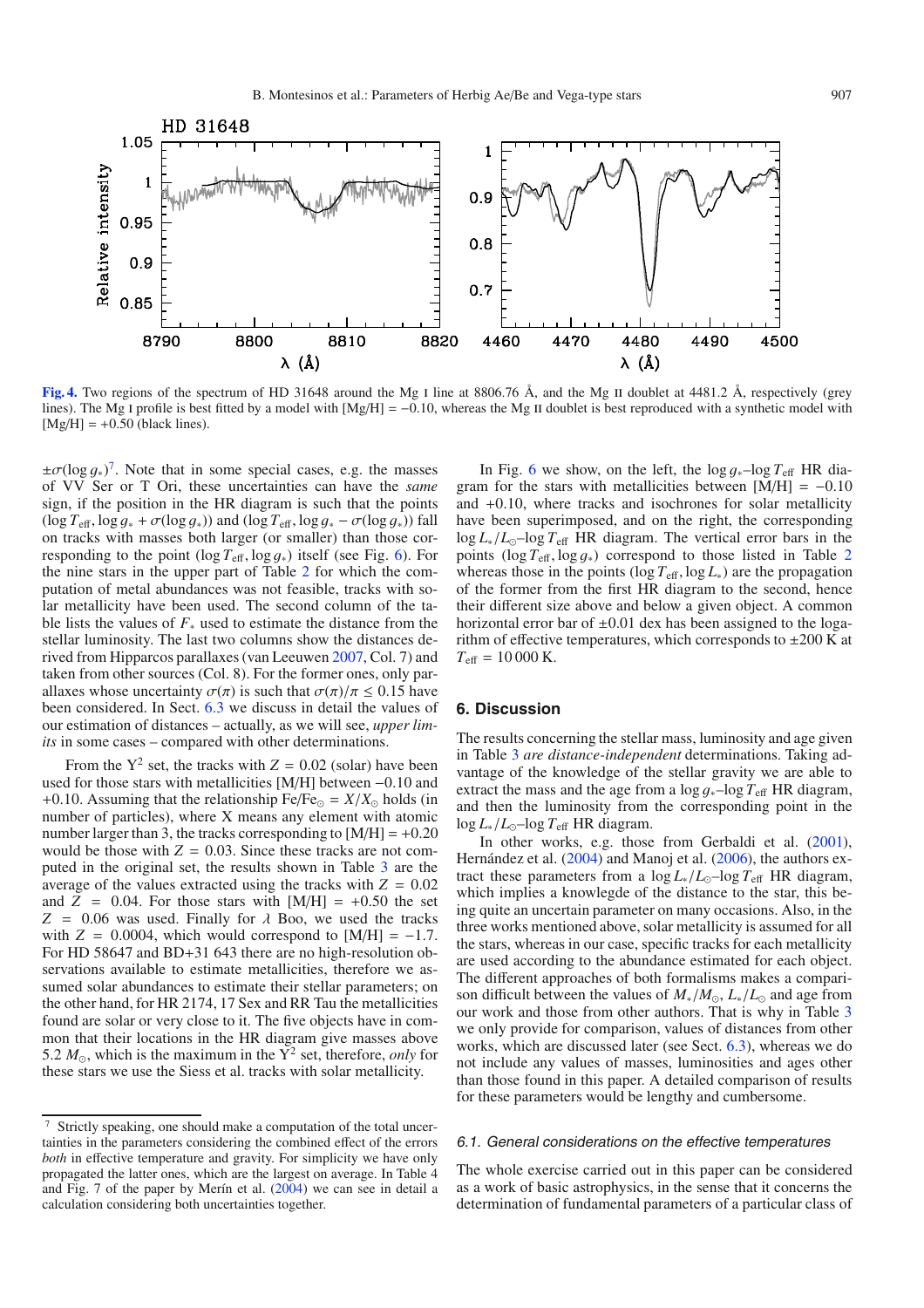**Fig. 4.** Two regions of the spectrum of HD 31648 around the Mg I line at 8806.76 Å, and the Mg II doublet at 4481.2 Å, respectively (grey lines). The Mg I profile is best fitted by a model with [Mg/H] = −0.10, whereas the Mg II doublet is best reproduced with a synthetic model with [Mg/H] = +0.50 (black lines).

$\pm\sigma(\log g_*)$[7]. Note that in some special cases, e.g. the masses of VV Ser or T Ori, these uncertainties can have the *same* sign, if the position in the HR diagram is such that the points $(\log T_{\rm eff}, \log g_* + \sigma(\log g_*))$ and $(\log T_{\rm eff}, \log g_* - \sigma(\log g_*))$ fall on tracks with masses both larger (or smaller) than those corresponding to the point $(\log T_{\rm eff}, \log g_*)$ itself (see Fig. 6). For the nine stars in the upper part of Table 2 for which the computation of metal abundances was not feasible, tracks with solar metallicity have been used. The second column of the table lists the values of $F_*$ used to estimate the distance from the stellar luminosity. The last two columns show the distances derived from Hipparcos parallaxes (van Leeuwen 2007, Col. 7) and taken from other sources (Col. 8). For the former ones, only parallaxes whose uncertainty $\sigma(\pi)$ is such that $\sigma(\pi)/\pi \leq 0.15$ have been considered. In Sect. 6.3 we discuss in detail the values of our estimation of distances – actually, as we will see, *upper limits* in some cases – compared with other determinations.

From the $Y^2$ set, the tracks with $Z = 0.02$ (solar) have been used for those stars with metallicities [M/H] between −0.10 and +0.10. Assuming that the relationship $\mathrm{Fe}/\mathrm{Fe}_\odot = X/X_\odot$ holds (in number of particles), where X means any element with atomic number larger than 3, the tracks corresponding to [M/H] = +0.20 would be those with $Z = 0.03$. Since these tracks are not computed in the original set, the results shown in Table 3 are the average of the values extracted using the tracks with $Z = 0.02$ and $Z = 0.04$. For those stars with [M/H] = +0.50 the set $Z = 0.06$ was used. Finally for $\lambda$ Boo, we used the tracks with $Z = 0.0004$, which would correspond to [M/H] = −1.7. For HD 58647 and BD+31 643 there are no high-resolution observations available to estimate metallicities, therefore we assumed solar abundances to estimate their stellar parameters; on the other hand, for HR 2174, 17 Sex and RR Tau the metallicities found are solar or very close to it. The five objects have in common that their locations in the HR diagram give masses above 5.2 $M_\odot$, which is the maximum in the $Y^2$ set, therefore, *only* for these stars we use the Siess et al. tracks with solar metallicity.

In Fig. 6 we show, on the left, the $\log g_*$–$\log T_{\rm eff}$ HR diagram for the stars with metallicities between [M/H] = −0.10 and +0.10, where tracks and isochrones for solar metallicity have been superimposed, and on the right, the corresponding $\log L_*/L_\odot$–$\log T_{\rm eff}$ HR diagram. The vertical error bars in the points $(\log T_{\rm eff}, \log g_*)$ correspond to those listed in Table 2 whereas those in the points $(\log T_{\rm eff}, \log L_*)$ are the propagation of the former from the first HR diagram to the second, hence their different size above and below a given object. A common horizontal error bar of ±0.01 dex has been assigned to the logarithm of effective temperatures, which corresponds to ±200 K at $T_{\rm eff} = 10\,000$ K.

## 6. Discussion

The results concerning the stellar mass, luminosity and age given in Table 3 *are distance-independent* determinations. Taking advantage of the knowledge of the stellar gravity we are able to extract the mass and the age from a $\log g_*$–$\log T_{\rm eff}$ HR diagram, and then the luminosity from the corresponding point in the $\log L_*/L_\odot$–$\log T_{\rm eff}$ HR diagram.

In other works, e.g. those from Gerbaldi et al. (2001), Hernández et al. (2004) and Manoj et al. (2006), the authors extract these parameters from a $\log L_*/L_\odot$–$\log T_{\rm eff}$ HR diagram, which implies a knowlegde of the distance to the star, this being quite an uncertain parameter on many occasions. Also, in the three works mentioned above, solar metallicity is assumed for all the stars, whereas in our case, specific tracks for each metallicity are used according to the abundance estimated for each object. The different approaches of both formalisms makes a comparison difficult between the values of $M_*/M_\odot$, $L_*/L_\odot$ and age from our work and those from other authors. That is why in Table 3 we only provide for comparison, values of distances from other works, which are discussed later (see Sect. 6.3), whereas we do not include any values of masses, luminosities and ages other than those found in this paper. A detailed comparison of results for these parameters would be lengthy and cumbersome.

### 6.1. General considerations on the effective temperatures

The whole exercise carried out in this paper can be considered as a work of basic astrophysics, in the sense that it concerns the determination of fundamental parameters of a particular class of

[7] Strictly speaking, one should make a computation of the total uncertainties in the parameters considering the combined effect of the errors *both* in effective temperature and gravity. For simplicity we have only propagated the latter ones, which are the largest on average. In Table 4 and Fig. 7 of the paper by Merín et al. (2004) we can see in detail a calculation considering both uncertainties together.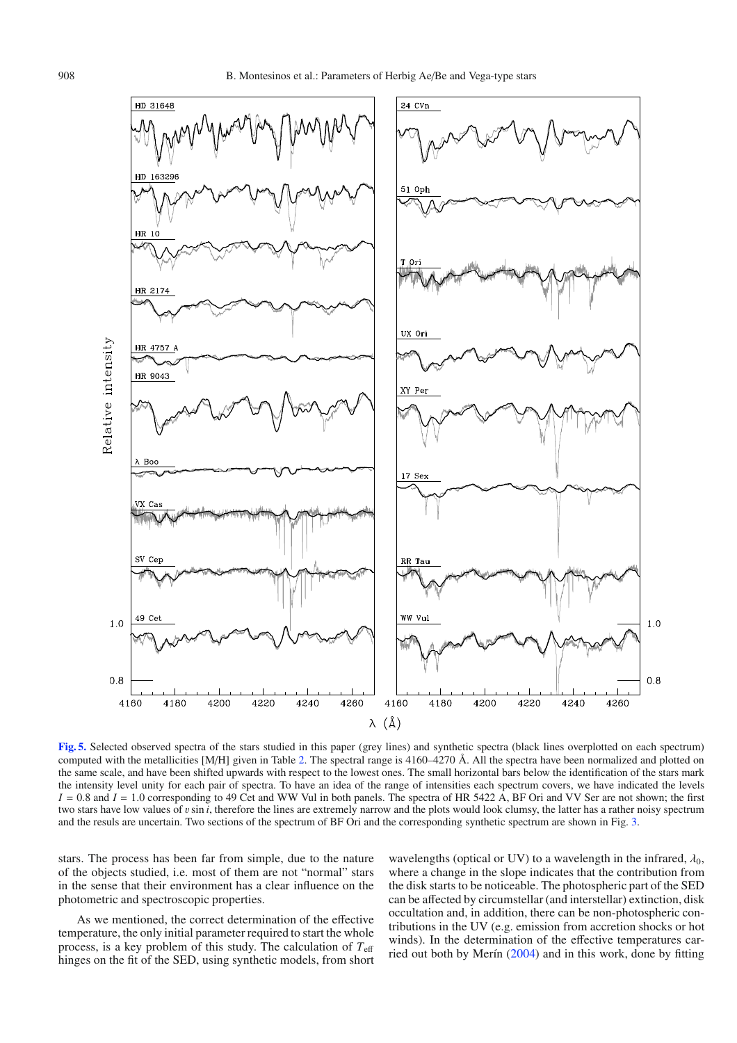**Fig. 5.** Selected observed spectra of the stars studied in this paper (grey lines) and synthetic spectra (black lines overplotted on each spectrum) computed with the metallicities [M/H] given in Table 2. The spectral range is 4160–4270 Å. All the spectra have been normalized and plotted on the same scale, and have been shifted upwards with respect to the lowest ones. The small horizontal bars below the identification of the stars mark the intensity level unity for each pair of spectra. To have an idea of the range of intensities each spectrum covers, we have indicated the levels $I = 0.8$ and $I = 1.0$ corresponding to 49 Cet and WW Vul in both panels. The spectra of HR 5422 A, BF Ori and VV Ser are not shown; the first two stars have low values of $v \sin i$, therefore the lines are extremely narrow and the plots would look clumsy, the latter has a rather noisy spectrum and the resuls are uncertain. Two sections of the spectrum of BF Ori and the corresponding synthetic spectrum are shown in Fig. 3.

stars. The process has been far from simple, due to the nature of the objects studied, i.e. most of them are not "normal" stars in the sense that their environment has a clear influence on the photometric and spectroscopic properties.

As we mentioned, the correct determination of the effective temperature, the only initial parameter required to start the whole process, is a key problem of this study. The calculation of $T_{\rm eff}$ hinges on the fit of the SED, using synthetic models, from short wavelengths (optical or UV) to a wavelength in the infrared, $\lambda_0$, where a change in the slope indicates that the contribution from the disk starts to be noticeable. The photospheric part of the SED can be affected by circumstellar (and interstellar) extinction, disk occultation and, in addition, there can be non-photospheric contributions in the UV (e.g. emission from accretion shocks or hot winds). In the determination of the effective temperatures carried out both by Merín (2004) and in this work, done by fitting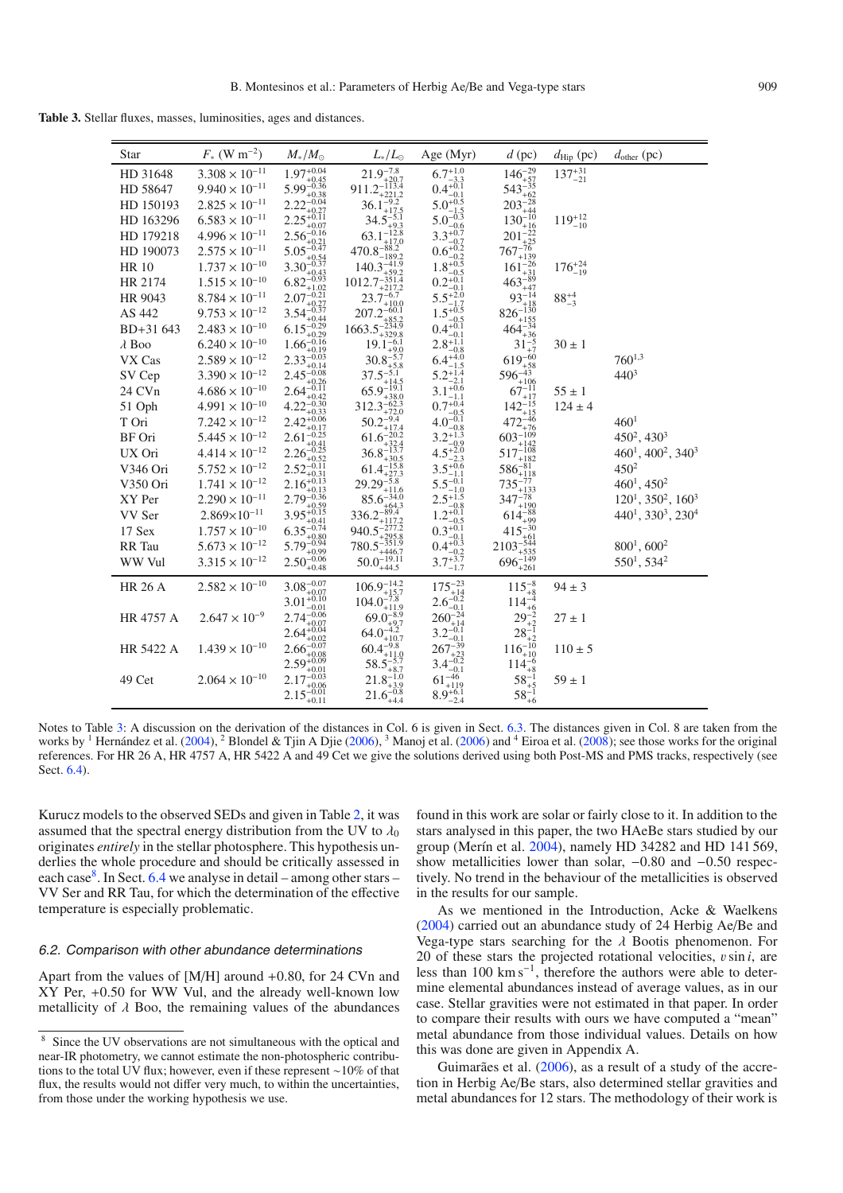**Table 3.** Stellar fluxes, masses, luminosities, ages and distances.

| Star | $F_*$ (W m$^{-2}$) | $M_*/M_\odot$ | $L_*/L_\odot$ | Age (Myr) | $d$ (pc) | $d_{\rm Hip}$ (pc) | $d_{\rm other}$ (pc) |
|---|---|---|---|---|---|---|---|
| HD 31648 | $3.308\times10^{-11}$ | $1.97^{+0.04}_{+0.45}$ | $21.9^{-7.8}_{+20.7}$ | $6.7^{+1.0}_{-3.3}$ | $146^{-29}_{+57}$ | $137^{+31}_{-21}$ | |
| HD 58647 | $9.940\times10^{-11}$ | $5.99^{-0.36}_{+0.38}$ | $911.2^{-113.4}_{+221.2}$ | $0.4^{+0.1}_{-0.1}$ | $543^{-35}_{+62}$ | | |
| HD 150193 | $2.825\times10^{-11}$ | $2.22^{-0.04}_{+0.27}$ | $36.1^{-9.2}_{+17.5}$ | $5.0^{+0.5}_{-1.5}$ | $203^{-28}_{+44}$ | | |
| HD 163296 | $6.583\times10^{-11}$ | $2.25^{+0.11}_{+0.07}$ | $34.5^{-5.1}_{+9.3}$ | $5.0^{-0.3}_{-0.6}$ | $130^{-10}_{+16}$ | $119^{+12}_{-10}$ | |
| HD 179218 | $4.996\times10^{-11}$ | $2.56^{-0.16}_{+0.21}$ | $63.1^{-12.8}_{+17.0}$ | $3.3^{+0.7}_{-0.7}$ | $201^{-22}_{+25}$ | | |
| HD 190073 | $2.575\times10^{-11}$ | $5.05^{-0.47}_{+0.54}$ | $470.8^{-88.2}_{-189.2}$ | $0.6^{+0.2}_{-0.2}$ | $767^{-76}_{+139}$ | | |
| HR 10 | $1.737\times10^{-10}$ | $3.30^{-0.37}_{+0.43}$ | $140.3^{-41.9}_{+59.2}$ | $1.8^{+0.5}_{-0.5}$ | $161^{-26}_{+31}$ | $176^{+24}_{-19}$ | |
| HR 2174 | $1.515\times10^{-10}$ | $6.82^{-0.93}_{+1.02}$ | $1012.7^{-351.4}_{+217.2}$ | $0.2^{+0.1}_{-0.1}$ | $463^{-89}_{+47}$ | | |
| HR 9043 | $8.784\times10^{-11}$ | $2.07^{-0.21}_{+0.27}$ | $23.7^{-6.7}_{+10.0}$ | $5.5^{+2.0}_{-1.7}$ | $93^{-14}_{+18}$ | $88^{+4}_{-3}$ | |
| AS 442 | $9.753\times10^{-12}$ | $3.54^{-0.37}_{+0.44}$ | $207.2^{-60.1}_{+85.2}$ | $1.5^{+0.5}_{-0.5}$ | $826^{-130}_{+155}$ | | |
| BD+31 643 | $2.483\times10^{-10}$ | $6.15^{-0.29}_{+0.29}$ | $1663.5^{-234.9}_{+329.8}$ | $0.4^{+0.1}_{-0.1}$ | $464^{-34}_{+36}$ | | |
| $\lambda$ Boo | $6.240\times10^{-10}$ | $1.66^{-0.16}_{+0.19}$ | $19.1^{-6.1}_{+9.0}$ | $2.8^{+1.1}_{-0.8}$ | $31^{-5}_{+7}$ | $30\pm1$ | |
| VX Cas | $2.589\times10^{-12}$ | $2.33^{-0.03}_{+0.14}$ | $30.8^{-5.7}_{+5.8}$ | $6.4^{+4.0}_{-1.5}$ | $619^{-60}_{+58}$ | | 760[1,3] |
| SV Cep | $3.390\times10^{-12}$ | $2.45^{-0.08}_{+0.26}$ | $37.5^{-5.1}_{+14.5}$ | $5.2^{+1.4}_{-2.1}$ | $596^{-43}_{+106}$ | | 440[3] |
| 24 CVn | $4.686\times10^{-10}$ | $2.64^{-0.11}_{+0.42}$ | $65.9^{-19.1}_{+38.0}$ | $3.1^{+0.6}_{-1.1}$ | $67^{-11}_{+17}$ | $55\pm1$ | |
| 51 Oph | $4.991\times10^{-10}$ | $4.22^{-0.30}_{+0.33}$ | $312.3^{-62.3}_{+72.0}$ | $0.7^{+0.4}_{-0.5}$ | $142^{-15}_{+15}$ | $124\pm4$ | |
| T Ori | $7.242\times10^{-12}$ | $2.42^{+0.06}_{+0.17}$ | $50.2^{-9.4}_{+17.4}$ | $4.0^{-0.1}_{-0.8}$ | $472^{-46}_{+76}$ | | 460[1] |
| BF Ori | $5.445\times10^{-12}$ | $2.61^{-0.25}_{+0.41}$ | $61.6^{-20.2}_{+32.4}$ | $3.2^{+1.3}_{-0.9}$ | $603^{-109}_{+142}$ | | 450[2], 430[3] |
| UX Ori | $4.414\times10^{-12}$ | $2.26^{-0.25}_{+0.52}$ | $36.8^{-13.7}_{+30.5}$ | $4.5^{+2.0}_{-2.3}$ | $517^{-108}_{+182}$ | | 460[1], 400[2], 340[3] |
| V346 Ori | $5.752\times10^{-12}$ | $2.52^{-0.11}_{+0.31}$ | $61.4^{-15.8}_{+27.3}$ | $3.5^{+0.6}_{-1.1}$ | $586^{-81}_{+118}$ | | 450[2] |
| V350 Ori | $1.741\times10^{-12}$ | $2.16^{+0.13}_{+0.13}$ | $29.29^{-5.8}_{+11.6}$ | $5.5^{-0.1}_{-1.0}$ | $735^{-77}_{+133}$ | | 460[1], 450[2] |
| XY Per | $2.290\times10^{-11}$ | $2.79^{-0.36}_{+0.59}$ | $85.6^{-34.0}_{+64.3}$ | $2.5^{+1.5}_{-0.8}$ | $347^{-78}_{+190}$ | | 120[1], 350[2], 160[3] |
| VV Ser | $2.869\times10^{-11}$ | $3.95^{+0.15}_{-0.41}$ | $336.2^{-89.4}_{+117.2}$ | $1.2^{+0.1}_{-0.5}$ | $614^{-88}_{+99}$ | | 440[1], 330[3], 230[4] |
| 17 Sex | $1.757\times10^{-10}$ | $6.35^{-0.74}_{+0.80}$ | $940.5^{-277.2}_{+295.8}$ | $0.3^{+0.1}_{-0.1}$ | $415^{-30}_{+61}$ | | |
| RR Tau | $5.673\times10^{-12}$ | $5.79^{-0.94}_{+0.99}$ | $780.5^{-351.9}_{+446.7}$ | $0.4^{+0.3}_{-0.2}$ | $2103^{-544}_{+535}$ | | 800[1], 600[2] |
| WW Vul | $3.315\times10^{-12}$ | $2.50^{-0.06}_{+0.48}$ | $50.0^{-19.11}_{+44.5}$ | $3.7^{+3.7}_{-1.7}$ | $696^{-149}_{+261}$ | | 550[1], 534[2] |
| HR 26 A | $2.582\times10^{-10}$ | $3.08^{-0.07}_{+0.07}$ | $106.9^{-14.2}_{+15.7}$ | $175^{-23}_{+14}$ | $115^{-8}_{+8}$ | $94\pm3$ | |
| | | $3.01^{+0.10}_{-0.01}$ | $104.0^{-7.8}_{+11.9}$ | $2.6^{-0.2}_{-0.1}$ | $114^{-4}_{+6}$ | | |
| HR 4757 A | $2.647\times10^{-9}$ | $2.74^{-0.06}_{+0.07}$ | $69.0^{-8.9}_{+9.7}$ | $260^{-24}_{+14}$ | $29^{-2}_{+2}$ | $27\pm1$ | |
| | | $2.64^{+0.04}_{+0.02}$ | $64.0^{-4.2}_{+10.7}$ | $3.2^{-0.1}_{-0.1}$ | $28^{-1}_{+2}$ | | |
| HR 5422 A | $1.439\times10^{-10}$ | $2.66^{-0.07}_{+0.08}$ | $60.4^{-9.8}_{+11.0}$ | $267^{-39}_{+23}$ | $116^{-10}_{+10}$ | $110\pm5$ | |
| | | $2.59^{+0.09}_{+0.01}$ | $58.5^{-5.7}_{+8.7}$ | $3.4^{-0.2}_{-0.1}$ | $114^{-6}_{+8}$ | | |
| 49 Cet | $2.064\times10^{-10}$ | $2.17^{-0.03}_{+0.06}$ | $21.8^{-1.0}_{+3.9}$ | $61^{-46}_{+119}$ | $58^{-1}_{+5}$ | $59\pm1$ | |
| | | $2.15^{-0.01}_{+0.11}$ | $21.6^{-0.8}_{+4.4}$ | $8.9^{+6.1}_{-2.4}$ | $58^{-1}_{+6}$ | | |

Notes to Table 3: A discussion on the derivation of the distances in Col. 6 is given in Sect. 6.3. The distances given in Col. 8 are taken from the works by [1] Hernández et al. (2004), [2] Blondel & Tjin A Djie (2006), [3] Manoj et al. (2006) and [4] Eiroa et al. (2008); see those works for the original references. For HR 26 A, HR 4757 A, HR 5422 A and 49 Cet we give the solutions derived using both Post-MS and PMS tracks, respectively (see Sect. 6.4).

Kurucz models to the observed SEDs and given in Table 2, it was assumed that the spectral energy distribution from the UV to $\lambda_0$ originates *entirely* in the stellar photosphere. This hypothesis underlies the whole procedure and should be critically assessed in each case[8]. In Sect. 6.4 we analyse in detail – among other stars – VV Ser and RR Tau, for which the determination of the effective temperature is especially problematic.

### 6.2. Comparison with other abundance determinations

Apart from the values of [M/H] around +0.80, for 24 CVn and XY Per, +0.50 for WW Vul, and the already well-known low metallicity of $\lambda$ Boo, the remaining values of the abundances found in this work are solar or fairly close to it. In addition to the stars analysed in this paper, the two HAeBe stars studied by our group (Merín et al. 2004), namely HD 34282 and HD 141 569, show metallicities lower than solar, −0.80 and −0.50 respectively. No trend in the behaviour of the metallicities is observed in the results for our sample.

As we mentioned in the Introduction, Acke & Waelkens (2004) carried out an abundance study of 24 Herbig Ae/Be and Vega-type stars searching for the $\lambda$ Bootis phenomenon. For 20 of these stars the projected rotational velocities, $v\sin i$, are less than 100 km s$^{-1}$, therefore the authors were able to determine elemental abundances instead of average values, as in our case. Stellar gravities were not estimated in that paper. In order to compare their results with ours we have computed a "mean" metal abundance from those individual values. Details on how this was done are given in Appendix A.

Guimarães et al. (2006), as a result of a study of the accretion in Herbig Ae/Be stars, also determined stellar gravities and metal abundances for 12 stars. The methodology of their work is

[8] Since the UV observations are not simultaneous with the optical and near-IR photometry, we cannot estimate the non-photospheric contributions to the total UV flux; however, even if these represent ~10% of that flux, the results would not differ very much, to within the uncertainties, from those under the working hypothesis we use.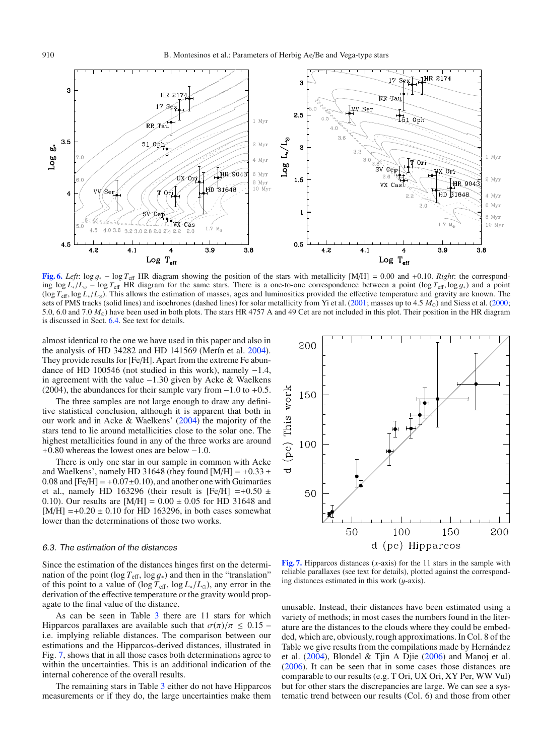**Fig. 6.** *Left*: $\log g_* - \log T_{\rm eff}$ HR diagram showing the position of the stars with metallicity [M/H] = 0.00 and +0.10. *Right*: the corresponding $\log L_*/L_\odot - \log T_{\rm eff}$ HR diagram for the same stars. There is a one-to-one correspondence between a point ($\log T_{\rm eff}, \log g_*$) and a point ($\log T_{\rm eff}, \log L_*/L_\odot$). This allows the estimation of masses, ages and luminosities provided the effective temperature and gravity are known. The sets of PMS tracks (solid lines) and isochrones (dashed lines) for solar metallicity from Yi et al. (2001; masses up to 4.5 $M_\odot$) and Siess et al. (2000; 5.0, 6.0 and 7.0 $M_\odot$) have been used in both plots. The stars HR 4757 A and 49 Cet are not included in this plot. Their position in the HR diagram is discussed in Sect. 6.4. See text for details.

almost identical to the one we have used in this paper and also in the analysis of HD 34282 and HD 141569 (Merín et al. 2004). They provide results for [Fe/H]. Apart from the extreme Fe abundance of HD 100546 (not studied in this work), namely −1.4, in agreement with the value −1.30 given by Acke & Waelkens (2004), the abundances for their sample vary from −1.0 to +0.5.

The three samples are not large enough to draw any definitive statistical conclusion, although it is apparent that both in our work and in Acke & Waelkens' (2004) the majority of the stars tend to lie around metallicities close to the solar one. The highest metallicities found in any of the three works are around +0.80 whereas the lowest ones are below −1.0.

There is only one star in our sample in common with Acke and Waelkens', namely HD 31648 (they found [M/H] = +0.33 ± 0.08 and [Fe/H] = +0.07±0.10), and another one with Guimarães et al., namely HD 163296 (their result is [Fe/H] =+0.50 ± 0.10). Our results are [M/H] = 0.00 ± 0.05 for HD 31648 and [M/H] =+0.20 ± 0.10 for HD 163296, in both cases somewhat lower than the determinations of those two works.

### 6.3. The estimation of the distances

Since the estimation of the distances hinges first on the determination of the point ($\log T_{\rm eff}$, $\log g_*$) and then in the "translation" of this point to a value of ($\log T_{\rm eff}$, $\log L_*/L_\odot$), any error in the derivation of the effective temperature or the gravity would propagate to the final value of the distance.

As can be seen in Table 3 there are 11 stars for which Hipparcos parallaxes are available such that $\sigma(\pi)/\pi \leq 0.15$ – i.e. implying reliable distances. The comparison between our estimations and the Hipparcos-derived distances, illustrated in Fig. 7, shows that in all those cases both determinations agree to within the uncertainties. This is an additional indication of the internal coherence of the overall results.

The remaining stars in Table 3 either do not have Hipparcos measurements or if they do, the large uncertainties make them unusable. Instead, their distances have been estimated using a variety of methods; in most cases the numbers found in the literature are the distances to the clouds where they could be embedded, which are, obviously, rough approximations. In Col. 8 of the Table we give results from the compilations made by Hernández et al. (2004), Blondel & Tjin A Djie (2006) and Manoj et al. (2006). It can be seen that in some cases those distances are comparable to our results (e.g. T Ori, UX Ori, XY Per, WW Vul) but for other stars the discrepancies are large. We can see a systematic trend between our results (Col. 6) and those from other

**Fig. 7.** Hipparcos distances (*x*-axis) for the 11 stars in the sample with reliable parallaxes (see text for details), plotted against the corresponding distances estimated in this work (*y*-axis).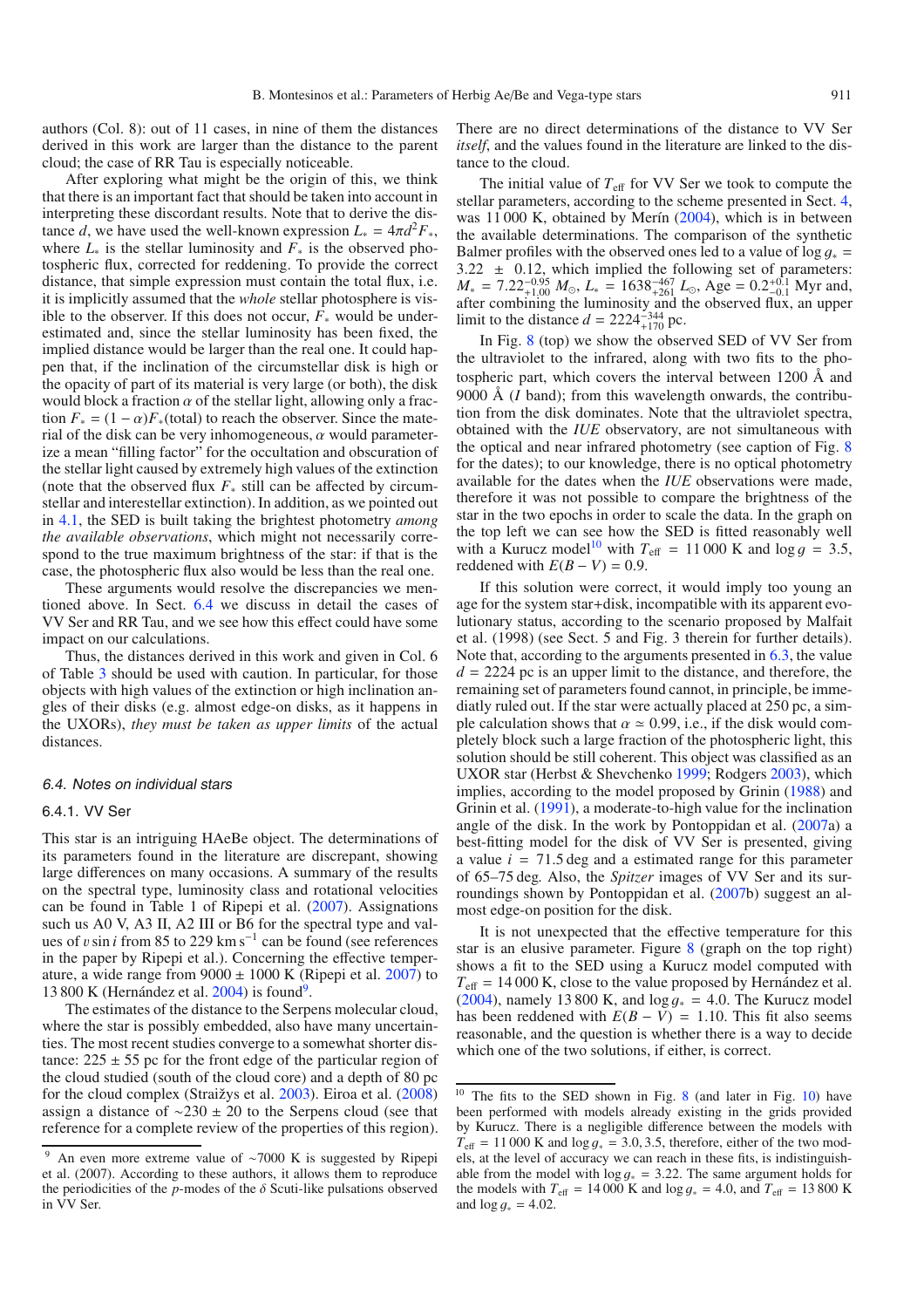authors (Col. 8): out of 11 cases, in nine of them the distances derived in this work are larger than the distance to the parent cloud; the case of RR Tau is especially noticeable.

After exploring what might be the origin of this, we think that there is an important fact that should be taken into account in interpreting these discordant results. Note that to derive the distance $d$, we have used the well-known expression $L_* = 4\pi d^2 F_*$, where $L_*$ is the stellar luminosity and $F_*$ is the observed photospheric flux, corrected for reddening. To provide the correct distance, that simple expression must contain the total flux, i.e. it is implicitly assumed that the *whole* stellar photosphere is visible to the observer. If this does not occur, $F_*$ would be underestimated and, since the stellar luminosity has been fixed, the implied distance would be larger than the real one. It could happen that, if the inclination of the circumstellar disk is high or the opacity of part of its material is very large (or both), the disk would block a fraction $\alpha$ of the stellar light, allowing only a fraction $F_* = (1-\alpha)F_*(\text{total})$ to reach the observer. Since the material of the disk can be very inhomogeneous, $\alpha$ would parameterize a mean "filling factor" for the occultation and obscuration of the stellar light caused by extremely high values of the extinction (note that the observed flux $F_*$ still can be affected by circumstellar and interstellar extinction). In addition, as we pointed out in 4.1, the SED is built taking the brightest photometry *among the available observations*, which might not necessarily correspond to the true maximum brightness of the star: if that is the case, the photospheric flux also would be less than the real one.

These arguments would resolve the discrepancies we mentioned above. In Sect. 6.4 we discuss in detail the cases of VV Ser and RR Tau, and we see how this effect could have some impact on our calculations.

Thus, the distances derived in this work and given in Col. 6 of Table 3 should be used with caution. In particular, for those objects with high values of the extinction or high inclination angles of their disks (e.g. almost edge-on disks, as it happens in the UXORs), *they must be taken as upper limits* of the actual distances.

### 6.4. Notes on individual stars

#### 6.4.1. VV Ser

This star is an intriguing HAeBe object. The determinations of its parameters found in the literature are discrepant, showing large differences on many occasions. A summary of the results on the spectral type, luminosity class and rotational velocities can be found in Table 1 of Ripepi et al. (2007). Assignations such us A0 V, A3 II, A2 III or B6 for the spectral type and values of $v \sin i$ from 85 to 229 km s$^{-1}$ can be found (see references in the paper by Ripepi et al.). Concerning the effective temperature, a wide range from $9000 \pm 1000$ K (Ripepi et al. 2007) to 13 800 K (Hernández et al. 2004) is found[9].

The estimates of the distance to the Serpens molecular cloud, where the star is possibly embedded, also have many uncertainties. The most recent studies converge to a somewhat shorter distance: $225 \pm 55$ pc for the front edge of the particular region of the cloud studied (south of the cloud core) and a depth of 80 pc for the cloud complex (Straižys et al. 2003). Eiroa et al. (2008) assign a distance of $\sim 230 \pm 20$ to the Serpens cloud (see that reference for a complete review of the properties of this region). There are no direct determinations of the distance to VV Ser *itself*, and the values found in the literature are linked to the distance to the cloud.

The initial value of $T_{\rm eff}$ for VV Ser we took to compute the stellar parameters, according to the scheme presented in Sect. 4, was 11 000 K, obtained by Merín (2004), which is in between the available determinations. The comparison of the synthetic Balmer profiles with the observed ones led to a value of $\log g_* = 3.22 \pm 0.12$, which implied the following set of parameters: $M_* = 7.22^{-0.95}_{+1.00}\,M_\odot$, $L_* = 1638^{-467}_{+261}\,L_\odot$, Age $= 0.2^{+0.1}_{-0.1}$ Myr and, after combining the luminosity and the observed flux, an upper limit to the distance $d = 2224^{-344}_{+170}$ pc.

In Fig. 8 (top) we show the observed SED of VV Ser from the ultraviolet to the infrared, along with two fits to the photospheric part, which covers the interval between 1200 Å and 9000 Å ($I$ band); from this wavelength onwards, the contribution from the disk dominates. Note that the ultraviolet spectra, obtained with the *IUE* observatory, are not simultaneous with the optical and near infrared photometry (see caption of Fig. 8 for the dates); to our knowledge, there is no optical photometry available for the dates when the *IUE* observations were made, therefore it was not possible to compare the brightness of the star in the two epochs in order to scale the data. In the graph on the top left we can see how the SED is fitted reasonably well with a Kurucz model[10] with $T_{\rm eff} = 11\,000$ K and $\log g = 3.5$, reddened with $E(B-V) = 0.9$.

If this solution were correct, it would imply too young an age for the system star+disk, incompatible with its apparent evolutionary status, according to the scenario proposed by Malfait et al. (1998) (see Sect. 5 and Fig. 3 therein for further details). Note that, according to the arguments presented in 6.3, the value $d = 2224$ pc is an upper limit to the distance, and therefore, the remaining set of parameters found cannot, in principle, be immediately ruled out. If the star were actually placed at 250 pc, a simple calculation shows that $\alpha \simeq 0.99$, i.e., if the disk would completely block such a large fraction of the photospheric light, this solution should be still coherent. This object was classified as an UXOR star (Herbst & Shevchenko 1999; Rodgers 2003), which implies, according to the model proposed by Grinin (1988) and Grinin et al. (1991), a moderate-to-high value for the inclination angle of the disk. In the work by Pontoppidan et al. (2007a) a best-fitting model for the disk of VV Ser is presented, giving a value $i = 71.5$ deg and a estimated range for this parameter of 65–75 deg. Also, the *Spitzer* images of VV Ser and its surroundings shown by Pontoppidan et al. (2007b) suggest an almost edge-on position for the disk.

It is not unexpected that the effective temperature for this star is an elusive parameter. Figure 8 (graph on the top right) shows a fit to the SED using a Kurucz model computed with $T_{\rm eff} = 14\,000$ K, close to the value proposed by Hernández et al. (2004), namely 13 800 K, and $\log g_* = 4.0$. The Kurucz model has been reddened with $E(B-V) = 1.10$. This fit also seems reasonable, and the question is whether there is a way to decide which one of the two solutions, if either, is correct.

---

[9] An even more extreme value of $\sim$7000 K is suggested by Ripepi et al. (2007). According to these authors, it allows them to reproduce the periodicities of the $p$-modes of the $\delta$ Scuti-like pulsations observed in VV Ser.

[10] The fits to the SED shown in Fig. 8 (and later in Fig. 10) have been performed with models already existing in the grids provided by Kurucz. There is a negligible difference between the models with $T_{\rm eff} = 11\,000$ K and $\log g_* = 3.0, 3.5$, therefore, either of the two models, at the level of accuracy we can reach in these fits, is indistinguishable from the model with $\log g_* = 3.22$. The same argument holds for the models with $T_{\rm eff} = 14\,000$ K and $\log g_* = 4.0$, and $T_{\rm eff} = 13\,800$ K and $\log g_* = 4.02$.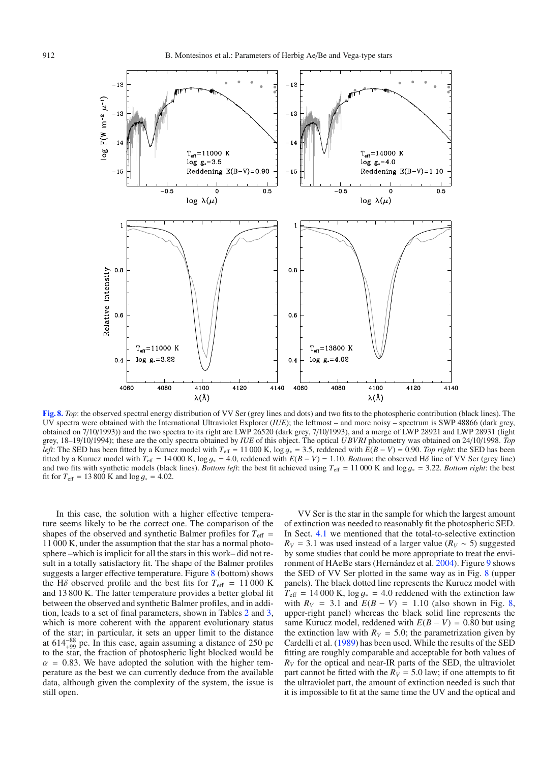**Fig. 8.** *Top*: the observed spectral energy distribution of VV Ser (grey lines and dots) and two fits to the photospheric contribution (black lines). The UV spectra were obtained with the International Ultraviolet Explorer (*IUE*); the leftmost – and more noisy – spectrum is SWP 48866 (dark grey, obtained on 7/10/1993)) and the two spectra to its right are LWP 26520 (dark grey, 7/10/1993), and a merge of LWP 28921 and LWP 28931 (light grey, 18–19/10/1994); these are the only spectra obtained by *IUE* of this object. The optical *UBVRI* photometry was obtained on 24/10/1998. *Top left*: The SED has been fitted by a Kurucz model with $T_{\rm eff}$ = 11 000 K, $\log g_*$ = 3.5, reddened with $E(B-V)$ = 0.90. *Top right*: the SED has been fitted by a Kurucz model with $T_{\rm eff}$ = 14 000 K, $\log g_*$ = 4.0, reddened with $E(B-V)$ = 1.10. *Bottom*: the observed H$\delta$ line of VV Ser (grey line) and two fits with synthetic models (black lines). *Bottom left*: the best fit achieved using $T_{\rm eff}$ = 11 000 K and $\log g_*$ = 3.22. *Bottom right*: the best fit for $T_{\rm eff}$ = 13 800 K and $\log g_*$ = 4.02.

In this case, the solution with a higher effective temperature seems likely to be the correct one. The comparison of the shapes of the observed and synthetic Balmer profiles for $T_{\rm eff}$ = 11 000 K, under the assumption that the star has a normal photosphere –which is implicit for all the stars in this work– did not result in a totally satisfactory fit. The shape of the Balmer profiles suggests a larger effective temperature. Figure 8 (bottom) shows the H$\delta$ observed profile and the best fits for $T_{\rm eff}$ = 11 000 K and 13 800 K. The latter temperature provides a better global fit between the observed and synthetic Balmer profiles, and in addition, leads to a set of final parameters, shown in Tables 2 and 3, which is more coherent with the apparent evolutionary status of the star; in particular, it sets an upper limit to the distance at $614^{-88}_{+99}$ pc. In this case, again assuming a distance of 250 pc to the star, the fraction of photospheric light blocked would be $\alpha$ = 0.83. We have adopted the solution with the higher temperature as the best we can currently deduce from the available data, although given the complexity of the system, the issue is still open.

VV Ser is the star in the sample for which the largest amount of extinction was needed to reasonably fit the photospheric SED. In Sect. 4.1 we mentioned that the total-to-selective extinction $R_V$ = 3.1 was used instead of a larger value ($R_V \sim 5$) suggested by some studies that could be more appropriate to treat the environment of HAeBe stars (Hernández et al. 2004). Figure 9 shows the SED of VV Ser plotted in the same way as in Fig. 8 (upper panels). The black dotted line represents the Kurucz model with $T_{\rm eff}$ = 14 000 K, $\log g_*$ = 4.0 reddened with the extinction law with $R_V$ = 3.1 and $E(B-V)$ = 1.10 (also shown in Fig. 8, upper-right panel) whereas the black solid line represents the same Kurucz model, reddened with $E(B-V)$ = 0.80 but using the extinction law with $R_V$ = 5.0; the parametrization given by Cardelli et al. (1989) has been used. While the results of the SED fitting are roughly comparable and acceptable for both values of $R_V$ for the optical and near-IR parts of the SED, the ultraviolet part cannot be fitted with the $R_V$ = 5.0 law; if one attempts to fit the ultraviolet part, the amount of extinction needed is such that it is impossible to fit at the same time the UV and the optical and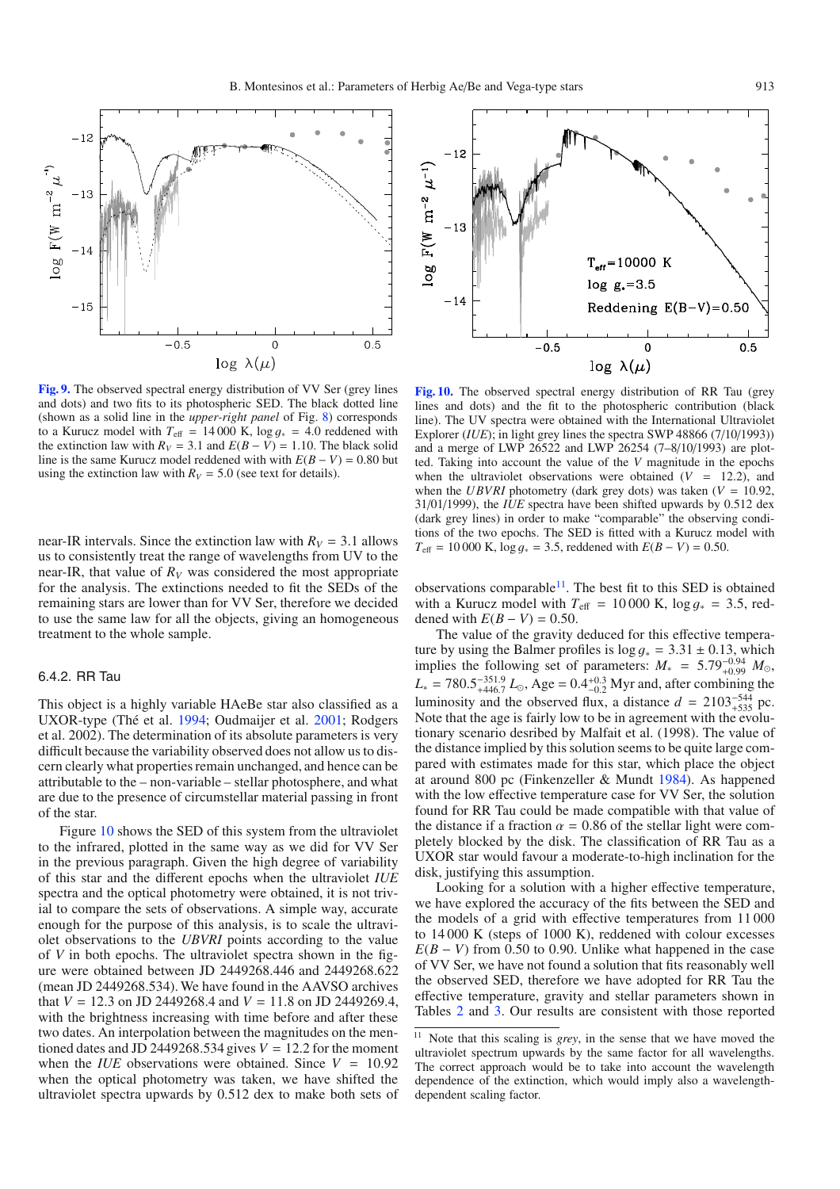Fig. 9. The observed spectral energy distribution of VV Ser (grey lines and dots) and two fits to its photospheric SED. The black dotted line (shown as a solid line in the *upper-right panel* of Fig. 8) corresponds to a Kurucz model with $T_{\rm eff}$ = 14 000 K, $\log g_*$ = 4.0 reddened with the extinction law with $R_V$ = 3.1 and $E(B-V)$ = 1.10. The black solid line is the same Kurucz model reddened with with $E(B-V)$ = 0.80 but using the extinction law with $R_V$ = 5.0 (see text for details).

Fig. 10. The observed spectral energy distribution of RR Tau (grey lines and dots) and the fit to the photospheric contribution (black line). The UV spectra were obtained with the International Ultraviolet Explorer (*IUE*); in light grey lines the spectra SWP 48866 (7/10/1993)) and a merge of LWP 26522 and LWP 26254 (7–8/10/1993) are plotted. Taking into account the value of the $V$ magnitude in the epochs when the ultraviolet observations were obtained ($V$ = 12.2), and when the *UBVRI* photometry (dark grey dots) was taken ($V$ = 10.92, 31/01/1999), the *IUE* spectra have been shifted upwards by 0.512 dex (dark grey lines) in order to make "comparable" the observing conditions of the two epochs. The SED is fitted with a Kurucz model with $T_{\rm eff}$ = 10 000 K, $\log g_*$ = 3.5, reddened with $E(B-V)$ = 0.50.

near-IR intervals. Since the extinction law with $R_V$ = 3.1 allows us to consistently treat the range of wavelengths from UV to the near-IR, that value of $R_V$ was considered the most appropriate for the analysis. The extinctions needed to fit the SEDs of the remaining stars are lower than for VV Ser, therefore we decided to use the same law for all the objects, giving an homogeneous treatment to the whole sample.

#### 6.4.2. RR Tau

This object is a highly variable HAeBe star also classified as a UXOR-type (Thé et al. 1994; Oudmaijer et al. 2001; Rodgers et al. 2002). The determination of its absolute parameters is very difficult because the variability observed does not allow us to discern clearly what properties remain unchanged, and hence can be attributable to the – non-variable – stellar photosphere, and what are due to the presence of circumstellar material passing in front of the star.

Figure 10 shows the SED of this system from the ultraviolet to the infrared, plotted in the same way as we did for VV Ser in the previous paragraph. Given the high degree of variability of this star and the different epochs when the ultraviolet *IUE* spectra and the optical photometry were obtained, it is not trivial to compare the sets of observations. A simple way, accurate enough for the purpose of this analysis, is to scale the ultraviolet observations to the *UBVRI* points according to the value of $V$ in both epochs. The ultraviolet spectra shown in the figure were obtained between JD 2449268.446 and 2449268.622 (mean JD 2449268.534). We have found in the AAVSO archives that $V$ = 12.3 on JD 2449268.4 and $V$ = 11.8 on JD 2449269.4, with the brightness increasing with time before and after these two dates. An interpolation between the magnitudes on the mentioned dates and JD 2449268.534 gives $V$ = 12.2 for the moment when the *IUE* observations were obtained. Since $V$ = 10.92 when the optical photometry was taken, we have shifted the ultraviolet spectra upwards by 0.512 dex to make both sets of observations comparable[11]. The best fit to this SED is obtained with a Kurucz model with $T_{\rm eff}$ = 10 000 K, $\log g_*$ = 3.5, reddened with $E(B-V)$ = 0.50.

The value of the gravity deduced for this effective temperature by using the Balmer profiles is $\log g_* = 3.31 \pm 0.13$, which implies the following set of parameters: $M_* = 5.79^{-0.94}_{+0.99}$ $M_\odot$, $L_* = 780.5^{-351.9}_{+446.7}$ $L_\odot$, Age = $0.4^{+0.3}_{-0.2}$ Myr and, after combining the luminosity and the observed flux, a distance $d = 2103^{-544}_{+535}$ pc. Note that the age is fairly low to be in agreement with the evolutionary scenario desribed by Malfait et al. (1998). The value of the distance implied by this solution seems to be quite large compared with estimates made for this star, which place the object at around 800 pc (Finkenzeller & Mundt 1984). As happened with the low effective temperature case for VV Ser, the solution found for RR Tau could be made compatible with that value of the distance if a fraction $\alpha$ = 0.86 of the stellar light were completely blocked by the disk. The classification of RR Tau as a UXOR star would favour a moderate-to-high inclination for the disk, justifying this assumption.

Looking for a solution with a higher effective temperature, we have explored the accuracy of the fits between the SED and the models of a grid with effective temperatures from 11 000 to 14 000 K (steps of 1000 K), reddened with colour excesses $E(B-V)$ from 0.50 to 0.90. Unlike what happened in the case of VV Ser, we have not found a solution that fits reasonably well the observed SED, therefore we have adopted for RR Tau the effective temperature, gravity and stellar parameters shown in Tables 2 and 3. Our results are consistent with those reported

[11] Note that this scaling is *grey*, in the sense that we have moved the ultraviolet spectrum upwards by the same factor for all wavelengths. The correct approach would be to take into account the wavelength dependence of the extinction, which would imply also a wavelength-dependent scaling factor.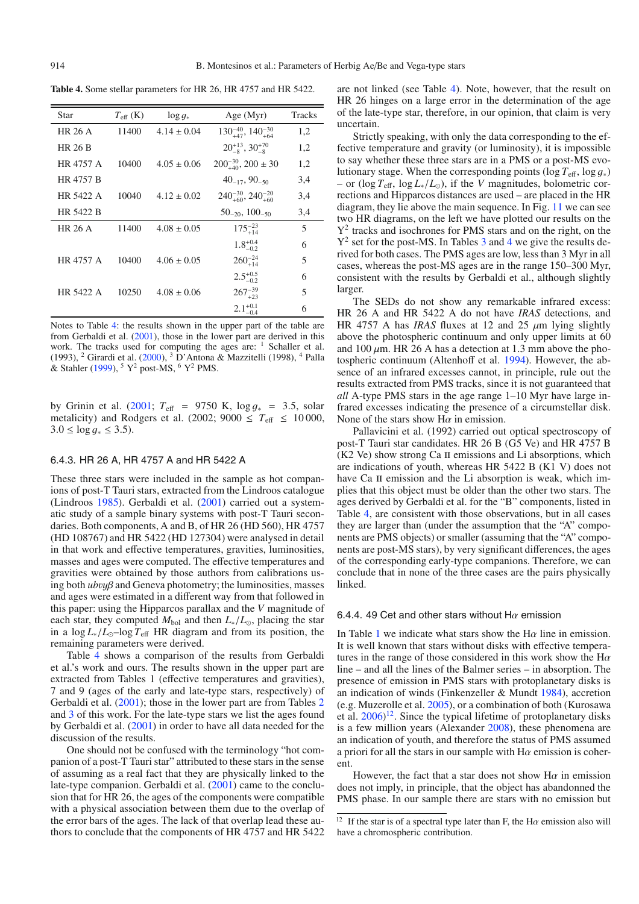**Table 4.** Some stellar parameters for HR 26, HR 4757 and HR 5422.

| Star | $T_{\rm eff}$ (K) | $\log g_*$ | Age (Myr) | Tracks |
|---|---|---|---|---|
| HR 26 A | 11400 | $4.14 \pm 0.04$ | $130^{-40}_{+47}$, $140^{-30}_{+64}$ | 1,2 |
| HR 26 B | | | $20^{+13}_{-8}$, $30^{+70}_{-8}$ | 1,2 |
| HR 4757 A | 10400 | $4.05 \pm 0.06$ | $200^{-30}_{+40}$, $200 \pm 30$ | 1,2 |
| HR 4757 B | | | $40_{-17}$, $90_{-50}$ | 3,4 |
| HR 5422 A | 10040 | $4.12 \pm 0.02$ | $240^{-30}_{+60}$, $240^{-20}_{+60}$ | 3,4 |
| HR 5422 B | | | $50_{-20}$, $100_{-50}$ | 3,4 |
| HR 26 A | 11400 | $4.08 \pm 0.05$ | $175^{-23}_{+14}$ | 5 |
| | | | $1.8^{+0.4}_{-0.2}$ | 6 |
| HR 4757 A | 10400 | $4.06 \pm 0.05$ | $260^{-24}_{+14}$ | 5 |
| | | | $2.5^{+0.5}_{-0.2}$ | 6 |
| HR 5422 A | 10250 | $4.08 \pm 0.06$ | $267^{-39}_{+23}$ | 5 |
| | | | $2.1^{+0.1}_{-0.4}$ | 6 |

Notes to Table 4: the results shown in the upper part of the table are from Gerbaldi et al. (2001), those in the lower part are derived in this work. The tracks used for computing the ages are: [1] Schaller et al. (1993), [2] Girardi et al. (2000), [3] D'Antona & Mazzitelli (1998), [4] Palla & Stahler (1999), [5] $Y^2$ post-MS, [6] $Y^2$ PMS.

by Grinin et al. (2001; $T_{\rm eff}$ = 9750 K, $\log g_*$ = 3.5, solar metallicity) and Rodgers et al. (2002; $9000 \leq T_{\rm eff} \leq 10\,000$, $3.0 \leq \log g_* \leq 3.5$).

### 6.4.3. HR 26 A, HR 4757 A and HR 5422 A

These three stars were included in the sample as hot companions of post-T Tauri stars, extracted from the Lindroos catalogue (Lindroos 1985). Gerbaldi et al. (2001) carried out a systematic study of a sample binary systems with post-T Tauri secondaries. Both components, A and B, of HR 26 (HD 560), HR 4757 (HD 108767) and HR 5422 (HD 127304) were analysed in detail in that work and effective temperatures, gravities, luminosities, masses and ages were computed. The effective temperatures and gravities were obtained by those authors from calibrations using both *ubvyβ* and Geneva photometry; the luminosities, masses and ages were estimated in a different way from that followed in this paper: using the Hipparcos parallax and the $V$ magnitude of each star, they computed $M_{\rm bol}$ and then $L_*/L_\odot$, placing the star in a $\log L_*/L_\odot$–$\log T_{\rm eff}$ HR diagram and from its position, the remaining parameters were derived.

Table 4 shows a comparison of the results from Gerbaldi et al.'s work and ours. The results shown in the upper part are extracted from Tables 1 (effective temperatures and gravities), 7 and 9 (ages of the early and late-type stars, respectively) of Gerbaldi et al. (2001); those in the lower part are from Tables 2 and 3 of this work. For the late-type stars we list the ages found by Gerbaldi et al. (2001) in order to have all data needed for the discussion of the results.

One should not be confused with the terminology "hot companion of a post-T Tauri star" attributed to these stars in the sense of assuming as a real fact that they are physically linked to the late-type companion. Gerbaldi et al. (2001) came to the conclusion that for HR 26, the ages of the components were compatible with a physical association between them due to the overlap of the error bars of the ages. The lack of that overlap lead these authors to conclude that the components of HR 4757 and HR 5422 are not linked (see Table 4). Note, however, that the result on HR 26 hinges on a large error in the determination of the age of the late-type star, therefore, in our opinion, that claim is very uncertain.

Strictly speaking, with only the data corresponding to the effective temperature and gravity (or luminosity), it is impossible to say whether these three stars are in a PMS or a post-MS evolutionary stage. When the corresponding points ($\log T_{\rm eff}$, $\log g_*$) – or ($\log T_{\rm eff}$, $\log L_*/L_\odot$), if the $V$ magnitudes, bolometric corrections and Hipparcos distances are used – are placed in the HR diagram, they lie above the main sequence. In Fig. 11 we can see two HR diagrams, on the left we have plotted our results on the $Y^2$ tracks and isochrones for PMS stars and on the right, on the $Y^2$ set for the post-MS. In Tables 3 and 4 we give the results derived for both cases. The PMS ages are low, less than 3 Myr in all cases, whereas the post-MS ages are in the range 150–300 Myr, consistent with the results by Gerbaldi et al., although slightly larger.

The SEDs do not show any remarkable infrared excess: HR 26 A and HR 5422 A do not have *IRAS* detections, and HR 4757 A has *IRAS* fluxes at 12 and 25 $\mu$m lying slightly above the photospheric continuum and only upper limits at 60 and 100 $\mu$m. HR 26 A has a detection at 1.3 mm above the photospheric continuum (Altenhoff et al. 1994). However, the absence of an infrared excesses cannot, in principle, rule out the results extracted from PMS tracks, since it is not guaranteed that *all* A-type PMS stars in the age range 1–10 Myr have large infrared excesses indicating the presence of a circumstellar disk. None of the stars show H$\alpha$ in emission.

Pallavicini et al. (1992) carried out optical spectroscopy of post-T Tauri star candidates. HR 26 B (G5 Ve) and HR 4757 B (K2 Ve) show strong Ca II emissions and Li absorptions, which are indications of youth, whereas HR 5422 B (K1 V) does not have Ca II emission and the Li absorption is weak, which implies that this object must be older than the other two stars. The ages derived by Gerbaldi et al. for the "B" components, listed in Table 4, are consistent with those observations, but in all cases they are larger than (under the assumption that the "A" components are PMS objects) or smaller (assuming that the "A" components are post-MS stars), by very significant differences, the ages of the corresponding early-type companions. Therefore, we can conclude that in none of the three cases are the pairs physically linked.

### 6.4.4. 49 Cet and other stars without H$\alpha$ emission

In Table 1 we indicate what stars show the H$\alpha$ line in emission. It is well known that stars without disks with effective temperatures in the range of those considered in this work show the H$\alpha$ line – and all the lines of the Balmer series – in absorption. The presence of emission in PMS stars with protoplanetary disks is an indication of winds (Finkenzeller & Mundt 1984), accretion (e.g. Muzerolle et al. 2005), or a combination of both (Kurosawa et al. 2006)[12]. Since the typical lifetime of protoplanetary disks is a few million years (Alexander 2008), these phenomena are an indication of youth, and therefore the status of PMS assumed a priori for all the stars in our sample with H$\alpha$ emission is coherent.

However, the fact that a star does not show H$\alpha$ in emission does not imply, in principle, that the object has abandonned the PMS phase. In our sample there are stars with no emission but

[12] If the star is of a spectral type later than F, the H$\alpha$ emission also will have a chromospheric contribution.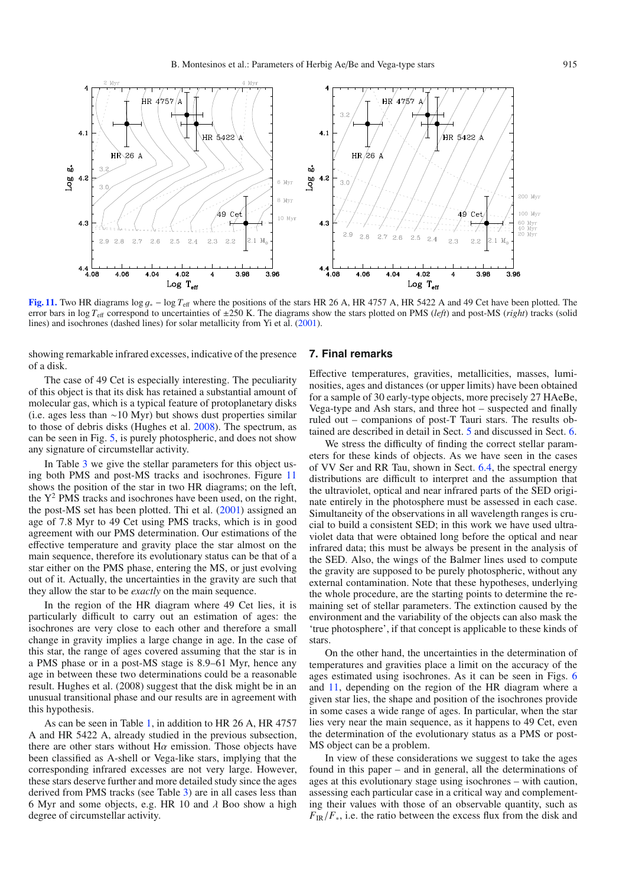**Fig. 11.** Two HR diagrams $\log g_* - \log T_{\rm eff}$ where the positions of the stars HR 26 A, HR 4757 A, HR 5422 A and 49 Cet have been plotted. The error bars in $\log T_{\rm eff}$ correspond to uncertainties of $\pm 250$ K. The diagrams show the stars plotted on PMS (*left*) and post-MS (*right*) tracks (solid lines) and isochrones (dashed lines) for solar metallicity from Yi et al. (2001).

showing remarkable infrared excesses, indicative of the presence of a disk.

The case of 49 Cet is especially interesting. The peculiarity of this object is that its disk has retained a substantial amount of molecular gas, which is a typical feature of protoplanetary disks (i.e. ages less than ∼10 Myr) but shows dust properties similar to those of debris disks (Hughes et al. 2008). The spectrum, as can be seen in Fig. 5, is purely photospheric, and does not show any signature of circumstellar activity.

In Table 3 we give the stellar parameters for this object using both PMS and post-MS tracks and isochrones. Figure 11 shows the position of the star in two HR diagrams; on the left, the $Y^2$ PMS tracks and isochrones have been used, on the right, the post-MS set has been plotted. Thi et al. (2001) assigned an age of 7.8 Myr to 49 Cet using PMS tracks, which is in good agreement with our PMS determination. Our estimations of the effective temperature and gravity place the star almost on the main sequence, therefore its evolutionary status can be that of a star either on the PMS phase, entering the MS, or just evolving out of it. Actually, the uncertainties in the gravity are such that they allow the star to be *exactly* on the main sequence.

In the region of the HR diagram where 49 Cet lies, it is particularly difficult to carry out an estimation of ages: the isochrones are very close to each other and therefore a small change in gravity implies a large change in age. In the case of this star, the range of ages covered assuming that the star is in a PMS phase or in a post-MS stage is 8.9–61 Myr, hence any age in between these two determinations could be a reasonable result. Hughes et al. (2008) suggest that the disk might be in an unusual transitional phase and our results are in agreement with this hypothesis.

As can be seen in Table 1, in addition to HR 26 A, HR 4757 A and HR 5422 A, already studied in the previous subsection, there are other stars without Hα emission. Those objects have been classified as A-shell or Vega-like stars, implying that the corresponding infrared excesses are not very large. However, these stars deserve further and more detailed study since the ages derived from PMS tracks (see Table 3) are in all cases less than 6 Myr and some objects, e.g. HR 10 and λ Boo show a high degree of circumstellar activity.

## 7. Final remarks

Effective temperatures, gravities, metallicities, masses, luminosities, ages and distances (or upper limits) have been obtained for a sample of 30 early-type objects, more precisely 27 HAeBe, Vega-type and Ash stars, and three hot – suspected and finally ruled out – companions of post-T Tauri stars. The results obtained are described in detail in Sect. 5 and discussed in Sect. 6.

We stress the difficulty of finding the correct stellar parameters for these kinds of objects. As we have seen in the cases of VV Ser and RR Tau, shown in Sect. 6.4, the spectral energy distributions are difficult to interpret and the assumption that the ultraviolet, optical and near infrared parts of the SED originate entirely in the photosphere must be assessed in each case. Simultaneity of the observations in all wavelength ranges is crucial to build a consistent SED; in this work we have used ultraviolet data that were obtained long before the optical and near infrared data; this must be always be present in the analysis of the SED. Also, the wings of the Balmer lines used to compute the gravity are supposed to be purely photospheric, without any external contamination. Note that these hypotheses, underlying the whole procedure, are the starting points to determine the remaining set of stellar parameters. The extinction caused by the environment and the variability of the objects can also mask the 'true photosphere', if that concept is applicable to these kinds of stars.

On the other hand, the uncertainties in the determination of temperatures and gravities place a limit on the accuracy of the ages estimated using isochrones. As it can be seen in Figs. 6 and 11, depending on the region of the HR diagram where a given star lies, the shape and position of the isochrones provide in some cases a wide range of ages. In particular, when the star lies very near the main sequence, as it happens to 49 Cet, even the determination of the evolutionary status as a PMS or post-MS object can be a problem.

In view of these considerations we suggest to take the ages found in this paper – and in general, all the determinations of ages at this evolutionary stage using isochrones – with caution, assessing each particular case in a critical way and complementing their values with those of an observable quantity, such as $F_{\rm IR}/F_*$, i.e. the ratio between the excess flux from the disk and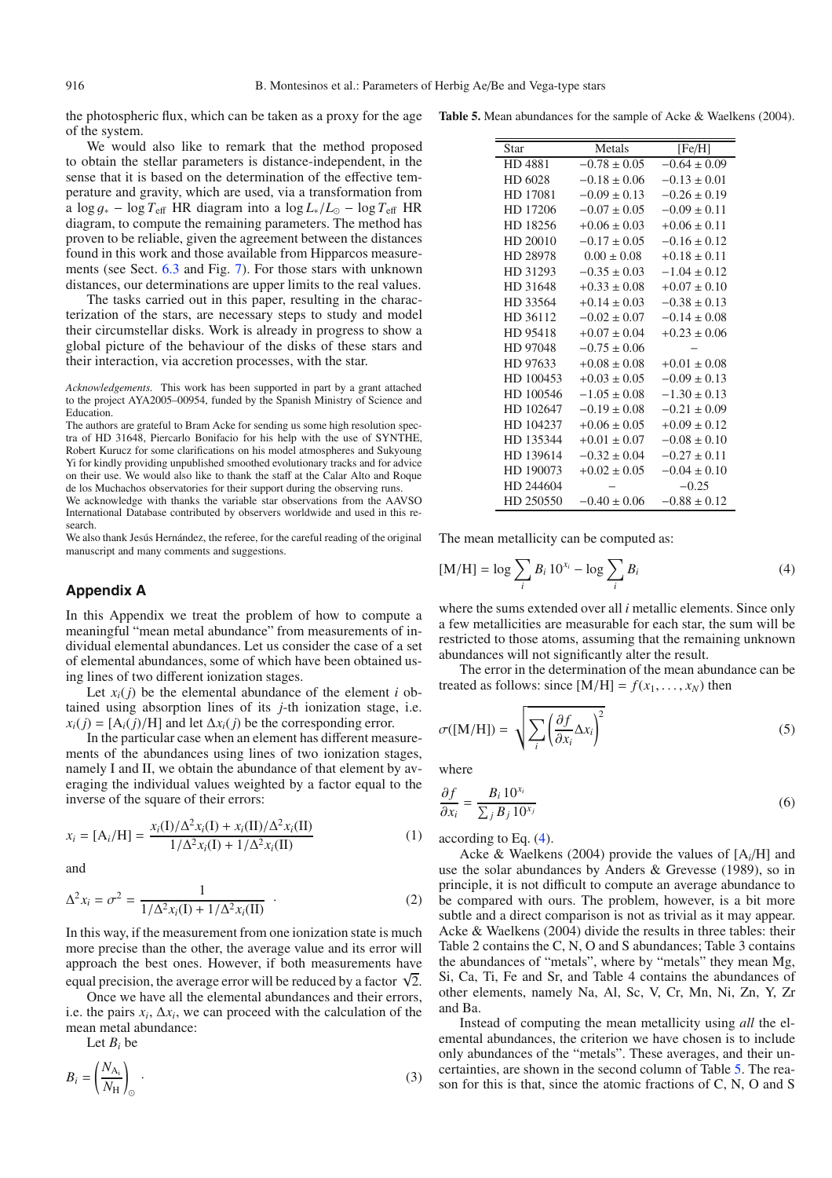the photospheric flux, which can be taken as a proxy for the age of the system.

We would also like to remark that the method proposed to obtain the stellar parameters is distance-independent, in the sense that it is based on the determination of the effective temperature and gravity, which are used, via a transformation from a $\log g_* - \log T_{\rm eff}$ HR diagram into a $\log L_*/L_\odot - \log T_{\rm eff}$ HR diagram, to compute the remaining parameters. The method has proven to be reliable, given the agreement between the distances found in this work and those available from Hipparcos measurements (see Sect. 6.3 and Fig. 7). For those stars with unknown distances, our determinations are upper limits to the real values.

The tasks carried out in this paper, resulting in the characterization of the stars, are necessary steps to study and model their circumstellar disks. Work is already in progress to show a global picture of the behaviour of the disks of these stars and their interaction, via accretion processes, with the star.

*Acknowledgements.* This work has been supported in part by a grant attached to the project AYA2005–00954, funded by the Spanish Ministry of Science and Education.
The authors are grateful to Bram Acke for sending us some high resolution spectra of HD 31648, Piercarlo Bonifacio for his help with the use of SYNTHE, Robert Kurucz for some clarifications on his model atmospheres and Sukyoung Yi for kindly providing unpublished smoothed evolutionary tracks and for advice on their use. We would also like to thank the staff at the Calar Alto and Roque de los Muchachos observatories for their support during the observing runs.
We acknowledge with thanks the variable star observations from the AAVSO International Database contributed by observers worldwide and used in this research.
We also thank Jesús Hernández, the referee, for the careful reading of the original manuscript and many comments and suggestions.

## Appendix A

In this Appendix we treat the problem of how to compute a meaningful "mean metal abundance" from measurements of individual elemental abundances. Let us consider the case of a set of elemental abundances, some of which have been obtained using lines of two different ionization stages.

Let $x_i(j)$ be the elemental abundance of the element $i$ obtained using absorption lines of its $j$-th ionization stage, i.e. $x_i(j) = [{\rm A}_i(j)/{\rm H}]$ and let $\Delta x_i(j)$ be the corresponding error.

In the particular case when an element has different measurements of the abundances using lines of two ionization stages, namely I and II, we obtain the abundance of that element by averaging the individual values weighted by a factor equal to the inverse of the square of their errors:

$$x_i = [{\rm A}_i/{\rm H}] = \frac{x_i({\rm I})/\Delta^2 x_i({\rm I}) + x_i({\rm II})/\Delta^2 x_i({\rm II})}{1/\Delta^2 x_i({\rm I}) + 1/\Delta^2 x_i({\rm II})} \tag{1}$$

and

$$\Delta^2 x_i = \sigma^2 = \frac{1}{1/\Delta^2 x_i({\rm I}) + 1/\Delta^2 x_i({\rm II})} \cdot \tag{2}$$

In this way, if the measurement from one ionization state is much more precise than the other, the average value and its error will approach the best ones. However, if both measurements have equal precision, the average error will be reduced by a factor $\sqrt{2}$.

Once we have all the elemental abundances and their errors, i.e. the pairs $x_i$, $\Delta x_i$, we can proceed with the calculation of the mean metal abundance:

Let $B_i$ be

$$B_i = \left(\frac{N_{{\rm A}_i}}{N_{\rm H}}\right)_\odot \cdot \tag{3}$$

**Table 5.** Mean abundances for the sample of Acke & Waelkens (2004).

| Star | Metals | [Fe/H] |
|---|---|---|
| HD 4881 | $-0.78 \pm 0.05$ | $-0.64 \pm 0.09$ |
| HD 6028 | $-0.18 \pm 0.06$ | $-0.13 \pm 0.01$ |
| HD 17081 | $-0.09 \pm 0.13$ | $-0.26 \pm 0.19$ |
| HD 17206 | $-0.07 \pm 0.05$ | $-0.09 \pm 0.11$ |
| HD 18256 | $+0.06 \pm 0.03$ | $+0.06 \pm 0.11$ |
| HD 20010 | $-0.17 \pm 0.05$ | $-0.16 \pm 0.12$ |
| HD 28978 | $0.00 \pm 0.08$ | $+0.18 \pm 0.11$ |
| HD 31293 | $-0.35 \pm 0.03$ | $-1.04 \pm 0.12$ |
| HD 31648 | $+0.33 \pm 0.08$ | $+0.07 \pm 0.10$ |
| HD 33564 | $+0.14 \pm 0.03$ | $-0.38 \pm 0.13$ |
| HD 36112 | $-0.02 \pm 0.07$ | $-0.14 \pm 0.08$ |
| HD 95418 | $+0.07 \pm 0.04$ | $+0.23 \pm 0.06$ |
| HD 97048 | $-0.75 \pm 0.06$ | – |
| HD 97633 | $+0.08 \pm 0.08$ | $+0.01 \pm 0.08$ |
| HD 100453 | $+0.03 \pm 0.05$ | $-0.09 \pm 0.13$ |
| HD 100546 | $-1.05 \pm 0.08$ | $-1.30 \pm 0.13$ |
| HD 102647 | $-0.19 \pm 0.08$ | $-0.21 \pm 0.09$ |
| HD 104237 | $+0.06 \pm 0.05$ | $+0.09 \pm 0.12$ |
| HD 135344 | $+0.01 \pm 0.07$ | $-0.08 \pm 0.10$ |
| HD 139614 | $-0.32 \pm 0.04$ | $-0.27 \pm 0.11$ |
| HD 190073 | $+0.02 \pm 0.05$ | $-0.04 \pm 0.10$ |
| HD 244604 | – | $-0.25$ |
| HD 250550 | $-0.40 \pm 0.06$ | $-0.88 \pm 0.12$ |

The mean metallicity can be computed as:

$$[{\rm M}/{\rm H}] = \log \sum_i B_i \, 10^{x_i} - \log \sum_i B_i \tag{4}$$

where the sums extended over all $i$ metallic elements. Since only a few metallicities are measurable for each star, the sum will be restricted to those atoms, assuming that the remaining unknown abundances will not significantly alter the result.

The error in the determination of the mean abundance can be treated as follows: since $[{\rm M}/{\rm H}] = f(x_1, \ldots, x_N)$ then

$$\sigma([{\rm M}/{\rm H}]) = \sqrt{\sum_i \left(\frac{\partial f}{\partial x_i} \Delta x_i\right)^2} \tag{5}$$

where

$$\frac{\partial f}{\partial x_i} = \frac{B_i \, 10^{x_i}}{\sum_j B_j \, 10^{x_j}} \tag{6}$$

according to Eq. (4).

Acke & Waelkens (2004) provide the values of $[{\rm A}_i/{\rm H}]$ and use the solar abundances by Anders & Grevesse (1989), so in principle, it is not difficult to compute an average abundance to be compared with ours. The problem, however, is a bit more subtle and a direct comparison is not as trivial as it may appear. Acke & Waelkens (2004) divide the results in three tables: their Table 2 contains the C, N, O and S abundances; Table 3 contains the abundances of "metals", where by "metals" they mean Mg, Si, Ca, Ti, Fe and Sr, and Table 4 contains the abundances of other elements, namely Na, Al, Sc, V, Cr, Mn, Ni, Zn, Y, Zr and Ba.

Instead of computing the mean metallicity using *all* the elemental abundances, the criterion we have chosen is to include only abundances of the "metals". These averages, and their uncertainties, are shown in the second column of Table 5. The reason for this is that, since the atomic fractions of C, N, O and S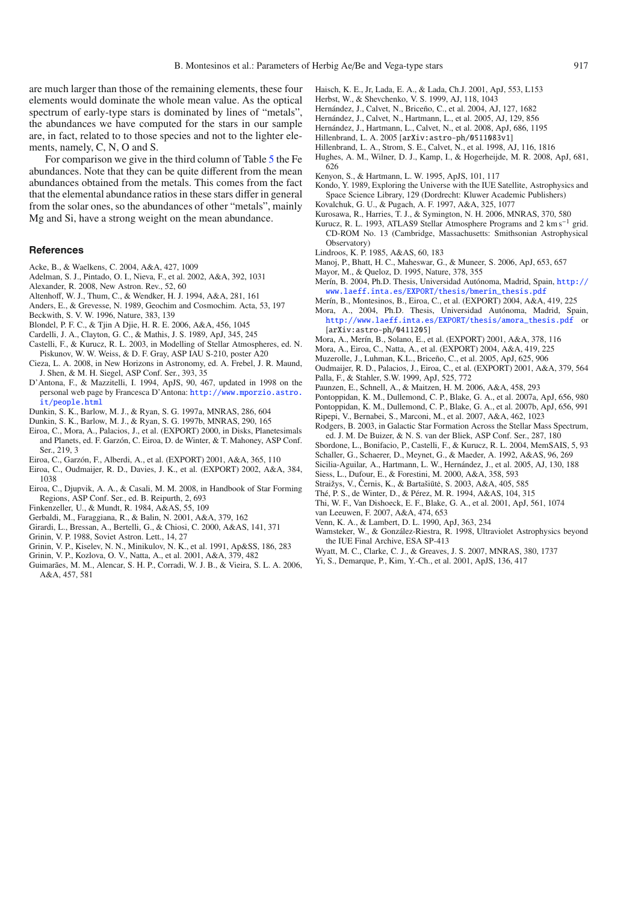are much larger than those of the remaining elements, these four elements would dominate the whole mean value. As the optical spectrum of early-type stars is dominated by lines of "metals", the abundances we have computed for the stars in our sample are, in fact, related to those species and not to the lighter elements, namely, C, N, O and S.

For comparison we give in the third column of Table 5 the Fe abundances. Note that they can be quite different from the mean abundances obtained from the metals. This comes from the fact that the elemental abundance ratios in these stars differ in general from the solar ones, so the abundances of other "metals", mainly Mg and Si, have a strong weight on the mean abundance.

## References

Acke, B., & Waelkens, C. 2004, A&A, 427, 1009
Adelman, S. J., Pintado, O. I., Nieva, F., et al. 2002, A&A, 392, 1031
Alexander, R. 2008, New Astron. Rev., 52, 60
Altenhoff, W. J., Thum, C., & Wendker, H. J. 1994, A&A, 281, 161
Anders, E., & Grevesse, N. 1989, Geochim and Cosmochim. Acta, 53, 197
Beckwith, S. V. W. 1996, Nature, 383, 139
Blondel, P. F. C., & Tjin A Djie, H. R. E. 2006, A&A, 456, 1045
Cardelli, J. A., Clayton, G. C., & Mathis, J. S. 1989, ApJ, 345, 245
Castelli, F., & Kurucz, R. L. 2003, in Modelling of Stellar Atmospheres, ed. N. Piskunov, W. W. Weiss, & D. F. Gray, ASP IAU S-210, poster A20
Cieza, L. A. 2008, in New Horizons in Astronomy, ed. A. Frebel, J. R. Maund, J. Shen, & M. H. Siegel, ASP Conf. Ser., 393, 35
D'Antona, F., & Mazzitelli, I. 1994, ApJS, 90, 467, updated in 1998 on the personal web page by Francesca D'Antona: http://www.mporzio.astro.it/people.html
Dunkin, S. K., Barlow, M. J., & Ryan, S. G. 1997a, MNRAS, 286, 604
Dunkin, S. K., Barlow, M. J., & Ryan, S. G. 1997b, MNRAS, 290, 165
Eiroa, C., Mora, A., Palacios, J., et al. (EXPORT) 2000, in Disks, Planetesimals and Planets, ed. F. Garzón, C. Eiroa, D. de Winter, & T. Mahoney, ASP Conf. Ser., 219, 3
Eiroa, C., Garzón, F., Alberdi, A., et al. (EXPORT) 2001, A&A, 365, 110
Eiroa, C., Oudmaijer, R. D., Davies, J. K., et al. (EXPORT) 2002, A&A, 384, 1038
Eiroa, C., Djupvik, A. A., & Casali, M. M. 2008, in Handbook of Star Forming Regions, ASP Conf. Ser., ed. B. Reipurth, 2, 693
Finkenzeller, U., & Mundt, R. 1984, A&AS, 55, 109
Gerbaldi, M., Faraggiana, R., & Balin, N. 2001, A&A, 379, 162
Girardi, L., Bressan, A., Bertelli, G., & Chiosi, C. 2000, A&AS, 141, 371
Grinin, V. P. 1988, Soviet Astron. Lett., 14, 27
Grinin, V. P., Kiselev, N. N., Minikulov, N. K., et al. 1991, Ap&SS, 186, 283
Grinin, V. P., Kozlova, O. V., Natta, A., et al. 2001, A&A, 379, 482
Guimarães, M. M., Alencar, S. H. P., Corradi, W. J. B., & Vieira, S. L. A. 2006, A&A, 457, 581
Haisch, K. E., Jr, Lada, E. A., & Lada, Ch.J. 2001, ApJ, 553, L153
Herbst, W., & Shevchenko, V. S. 1999, AJ, 118, 1043
Hernández, J., Calvet, N., Briceño, C., et al. 2004, AJ, 127, 1682
Hernández, J., Calvet, N., Hartmann, L., et al. 2005, AJ, 129, 856
Hernández, J., Hartmann, L., Calvet, N., et al. 2008, ApJ, 686, 1195
Hillenbrand, L. A. 2005 [arXiv:astro-ph/0511083v1]
Hillenbrand, L. A., Strom, S. E., Calvet, N., et al. 1998, AJ, 116, 1816
Hughes, A. M., Wilner, D. J., Kamp, I., & Hogerheijde, M. R. 2008, ApJ, 681, 626
Kenyon, S., & Hartmann, L. W. 1995, ApJS, 101, 117
Kondo, Y. 1989, Exploring the Universe with the IUE Satellite, Astrophysics and Space Science Library, 129 (Dordrecht: Kluwer Academic Publishers)
Kovalchuk, G. U., & Pugach, A. F. 1997, A&A, 325, 1077
Kurosawa, R., Harries, T. J., & Symington, N. H. 2006, MNRAS, 370, 580
Kurucz, R. L. 1993, ATLAS9 Stellar Atmosphere Programs and 2 km s$^{-1}$ grid. CD-ROM No. 13 (Cambridge, Massachusetts: Smithsonian Astrophysical Observatory)
Lindroos, K. P. 1985, A&AS, 60, 183
Manoj, P., Bhatt, H. C., Maheswar, G., & Muneer, S. 2006, ApJ, 653, 657
Mayor, M., & Queloz, D. 1995, Nature, 378, 355
Merín, B. 2004, Ph.D. Thesis, Universidad Autónoma, Madrid, Spain, http://www.laeff.inta.es/EXPORT/thesis/bmerin_thesis.pdf
Merín, B., Montesinos, B., Eiroa, C., et al. (EXPORT) 2004, A&A, 419, 225
Mora, A., 2004, Ph.D. Thesis, Universidad Autónoma, Madrid, Spain, http://www.laeff.inta.es/EXPORT/thesis/amora_thesis.pdf or [arXiv:astro-ph/0411205]
Mora, A., Merín, B., Solano, E., et al. (EXPORT) 2001, A&A, 378, 116
Mora, A., Eiroa, C., Natta, A., et al. (EXPORT) 2004, A&A, 419, 225
Muzerolle, J., Luhman, K.L., Briceño, C., et al. 2005, ApJ, 625, 906
Oudmaijer, R. D., Palacios, J., Eiroa, C., et al. (EXPORT) 2001, A&A, 379, 564
Palla, F., & Stahler, S.W. 1999, ApJ, 525, 772
Paunzen, E., Schnell, A., & Maitzen, H. M. 2006, A&A, 458, 293
Pontoppidan, K. M., Dullemond, C. P., Blake, G. A., et al. 2007a, ApJ, 656, 980
Pontoppidan, K. M., Dullemond, C. P., Blake, G. A., et al. 2007b, ApJ, 656, 991
Ripepi, V., Bernabei, S., Marconi, M., et al. 2007, A&A, 462, 1023
Rodgers, B. 2003, in Galactic Star Formation Across the Stellar Mass Spectrum, ed. J. M. De Buizer, & N. S. van der Bliek, ASP Conf. Ser., 287, 180
Sbordone, L., Bonifacio, P., Castelli, F., & Kurucz, R. L. 2004, MemSAIS, 5, 93
Schaller, G., Schaerer, D., Meynet, G., & Maeder, A. 1992, A&AS, 96, 269
Sicilia-Aguilar, A., Hartmann, L. W., Hernández, J., et al. 2005, AJ, 130, 188
Siess, L., Dufour, E., & Forestini, M. 2000, A&A, 358, 593
Straižys, V., Černis, K., & Bartašiūtė, S. 2003, A&A, 405, 585
Thé, P. S., de Winter, D., & Pérez, M. R. 1994, A&AS, 104, 315
Thi, W. F., Van Dishoeck, E. F., Blake, G. A., et al. 2001, ApJ, 561, 1074
van Leeuwen, F. 2007, A&A, 474, 653
Venn, K. A., & Lambert, D. L. 1990, ApJ, 363, 234
Wamsteker, W., & González-Riestra, R. 1998, Ultraviolet Astrophysics beyond the IUE Final Archive, ESA SP-413
Wyatt, M. C., Clarke, C. J., & Greaves, J. S. 2007, MNRAS, 380, 1737
Yi, S., Demarque, P., Kim, Y.-Ch., et al. 2001, ApJS, 136, 417